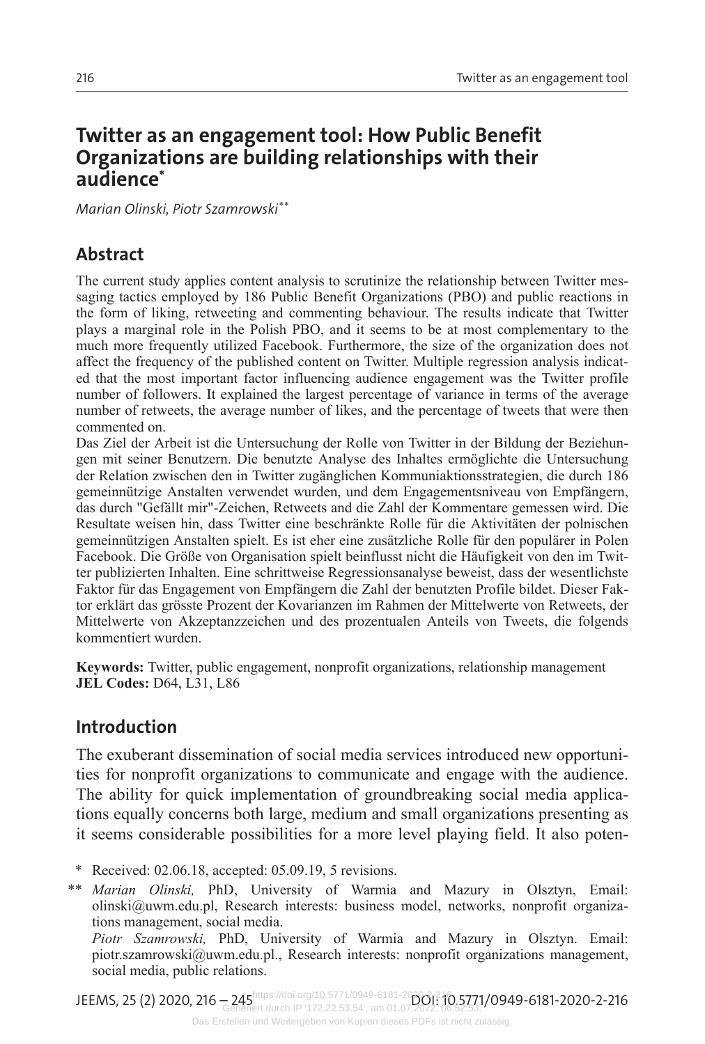# Twitter as an engagement tool: How Public Benefit Organizations are building relationships with their audience*

*Marian Olinski, Piotr Szamrowski***

## Abstract

The current study applies content analysis to scrutinize the relationship between Twitter messaging tactics employed by 186 Public Benefit Organizations (PBO) and public reactions in the form of liking, retweeting and commenting behaviour. The results indicate that Twitter plays a marginal role in the Polish PBO, and it seems to be at most complementary to the much more frequently utilized Facebook. Furthermore, the size of the organization does not affect the frequency of the published content on Twitter. Multiple regression analysis indicated that the most important factor influencing audience engagement was the Twitter profile number of followers. It explained the largest percentage of variance in terms of the average number of retweets, the average number of likes, and the percentage of tweets that were then commented on.

Das Ziel der Arbeit ist die Untersuchung der Rolle von Twitter in der Bildung der Beziehungen mit seiner Benutzern. Die benutzte Analyse des Inhaltes ermöglichte die Untersuchung der Relation zwischen den in Twitter zugänglichen Kommuniaktionsstrategien, die durch 186 gemeinnützige Anstalten verwendet wurden, und dem Engagementsniveau von Empfängern, das durch "Gefällt mir"-Zeichen, Retweets and die Zahl der Kommentare gemessen wird. Die Resultate weisen hin, dass Twitter eine beschränkte Rolle für die Aktivitäten der polnischen gemeinnützigen Anstalten spielt. Es ist eher eine zusätzliche Rolle für den populärer in Polen Facebook. Die Größe von Organisation spielt beinflusst nicht die Häufigkeit von den im Twitter publizierten Inhalten. Eine schrittweise Regressionsanalyse beweist, dass der wesentlichste Faktor für das Engagement von Empfängern die Zahl der benutzten Profile bildet. Dieser Faktor erklärt das grösste Prozent der Kovarianzen im Rahmen der Mittelwerte von Retweets, der Mittelwerte von Akzeptanzzeichen und des prozentualen Anteils von Tweets, die folgends kommentiert wurden.

**Keywords:** Twitter, public engagement, nonprofit organizations, relationship management
**JEL Codes:** D64, L31, L86

## Introduction

The exuberant dissemination of social media services introduced new opportunities for nonprofit organizations to communicate and engage with the audience. The ability for quick implementation of groundbreaking social media applications equally concerns both large, medium and small organizations presenting as it seems considerable possibilities for a more level playing field. It also poten-

\* Received: 02.06.18, accepted: 05.09.19, 5 revisions.

\*\* *Marian Olinski,* PhD, University of Warmia and Mazury in Olsztyn, Email: olinski@uwm.edu.pl, Research interests: business model, networks, nonprofit organizations management, social media.
*Piotr Szamrowski,* PhD, University of Warmia and Mazury in Olsztyn. Email: piotr.szamrowski@uwm.edu.pl., Research interests: nonprofit organizations management, social media, public relations.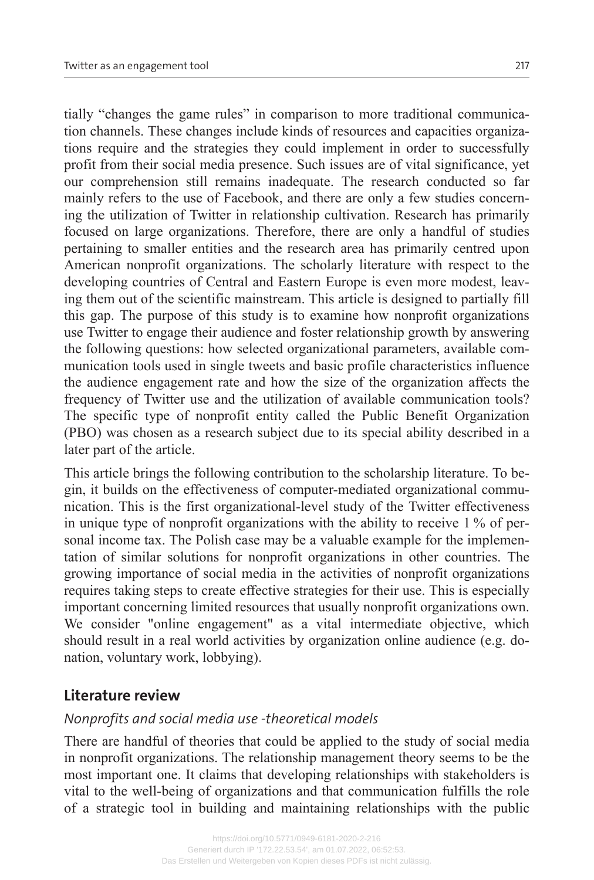tially "changes the game rules" in comparison to more traditional communication channels. These changes include kinds of resources and capacities organizations require and the strategies they could implement in order to successfully profit from their social media presence. Such issues are of vital significance, yet our comprehension still remains inadequate. The research conducted so far mainly refers to the use of Facebook, and there are only a few studies concerning the utilization of Twitter in relationship cultivation. Research has primarily focused on large organizations. Therefore, there are only a handful of studies pertaining to smaller entities and the research area has primarily centred upon American nonprofit organizations. The scholarly literature with respect to the developing countries of Central and Eastern Europe is even more modest, leaving them out of the scientific mainstream. This article is designed to partially fill this gap. The purpose of this study is to examine how nonprofit organizations use Twitter to engage their audience and foster relationship growth by answering the following questions: how selected organizational parameters, available communication tools used in single tweets and basic profile characteristics influence the audience engagement rate and how the size of the organization affects the frequency of Twitter use and the utilization of available communication tools? The specific type of nonprofit entity called the Public Benefit Organization (PBO) was chosen as a research subject due to its special ability described in a later part of the article.

This article brings the following contribution to the scholarship literature. To begin, it builds on the effectiveness of computer-mediated organizational communication. This is the first organizational-level study of the Twitter effectiveness in unique type of nonprofit organizations with the ability to receive 1 % of personal income tax. The Polish case may be a valuable example for the implementation of similar solutions for nonprofit organizations in other countries. The growing importance of social media in the activities of nonprofit organizations requires taking steps to create effective strategies for their use. This is especially important concerning limited resources that usually nonprofit organizations own. We consider "online engagement" as a vital intermediate objective, which should result in a real world activities by organization online audience (e.g. donation, voluntary work, lobbying).

## Literature review

### *Nonprofits and social media use -theoretical models*

There are handful of theories that could be applied to the study of social media in nonprofit organizations. The relationship management theory seems to be the most important one. It claims that developing relationships with stakeholders is vital to the well-being of organizations and that communication fulfills the role of a strategic tool in building and maintaining relationships with the public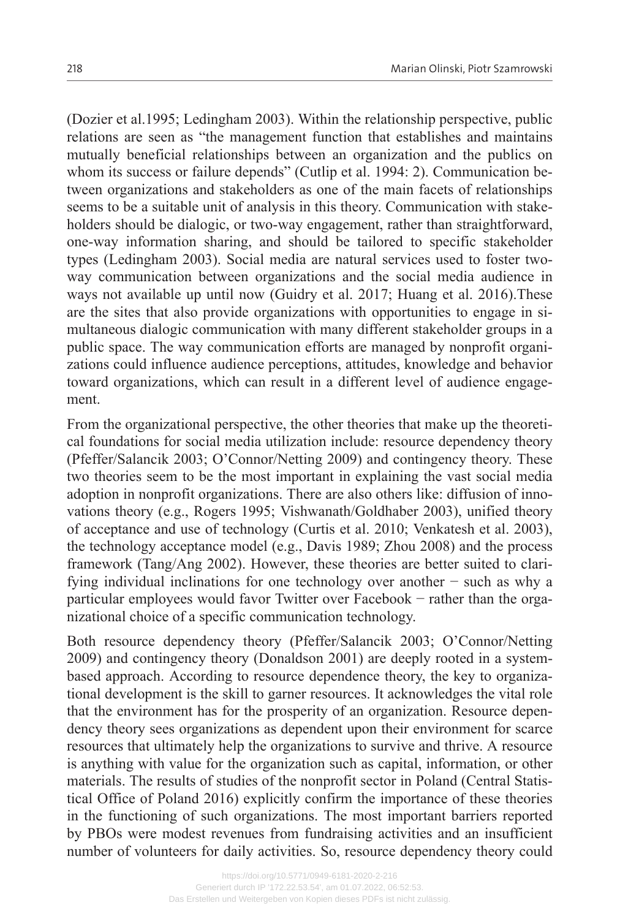(Dozier et al.1995; Ledingham 2003). Within the relationship perspective, public relations are seen as "the management function that establishes and maintains mutually beneficial relationships between an organization and the publics on whom its success or failure depends" (Cutlip et al. 1994: 2). Communication between organizations and stakeholders as one of the main facets of relationships seems to be a suitable unit of analysis in this theory. Communication with stakeholders should be dialogic, or two-way engagement, rather than straightforward, one-way information sharing, and should be tailored to specific stakeholder types (Ledingham 2003). Social media are natural services used to foster two-way communication between organizations and the social media audience in ways not available up until now (Guidry et al. 2017; Huang et al. 2016).These are the sites that also provide organizations with opportunities to engage in simultaneous dialogic communication with many different stakeholder groups in a public space. The way communication efforts are managed by nonprofit organizations could influence audience perceptions, attitudes, knowledge and behavior toward organizations, which can result in a different level of audience engagement.

From the organizational perspective, the other theories that make up the theoretical foundations for social media utilization include: resource dependency theory (Pfeffer/Salancik 2003; O'Connor/Netting 2009) and contingency theory. These two theories seem to be the most important in explaining the vast social media adoption in nonprofit organizations. There are also others like: diffusion of innovations theory (e.g., Rogers 1995; Vishwanath/Goldhaber 2003), unified theory of acceptance and use of technology (Curtis et al. 2010; Venkatesh et al. 2003), the technology acceptance model (e.g., Davis 1989; Zhou 2008) and the process framework (Tang/Ang 2002). However, these theories are better suited to clarifying individual inclinations for one technology over another − such as why a particular employees would favor Twitter over Facebook − rather than the organizational choice of a specific communication technology.

Both resource dependency theory (Pfeffer/Salancik 2003; O'Connor/Netting 2009) and contingency theory (Donaldson 2001) are deeply rooted in a system-based approach. According to resource dependence theory, the key to organizational development is the skill to garner resources. It acknowledges the vital role that the environment has for the prosperity of an organization. Resource dependency theory sees organizations as dependent upon their environment for scarce resources that ultimately help the organizations to survive and thrive. A resource is anything with value for the organization such as capital, information, or other materials. The results of studies of the nonprofit sector in Poland (Central Statistical Office of Poland 2016) explicitly confirm the importance of these theories in the functioning of such organizations. The most important barriers reported by PBOs were modest revenues from fundraising activities and an insufficient number of volunteers for daily activities. So, resource dependency theory could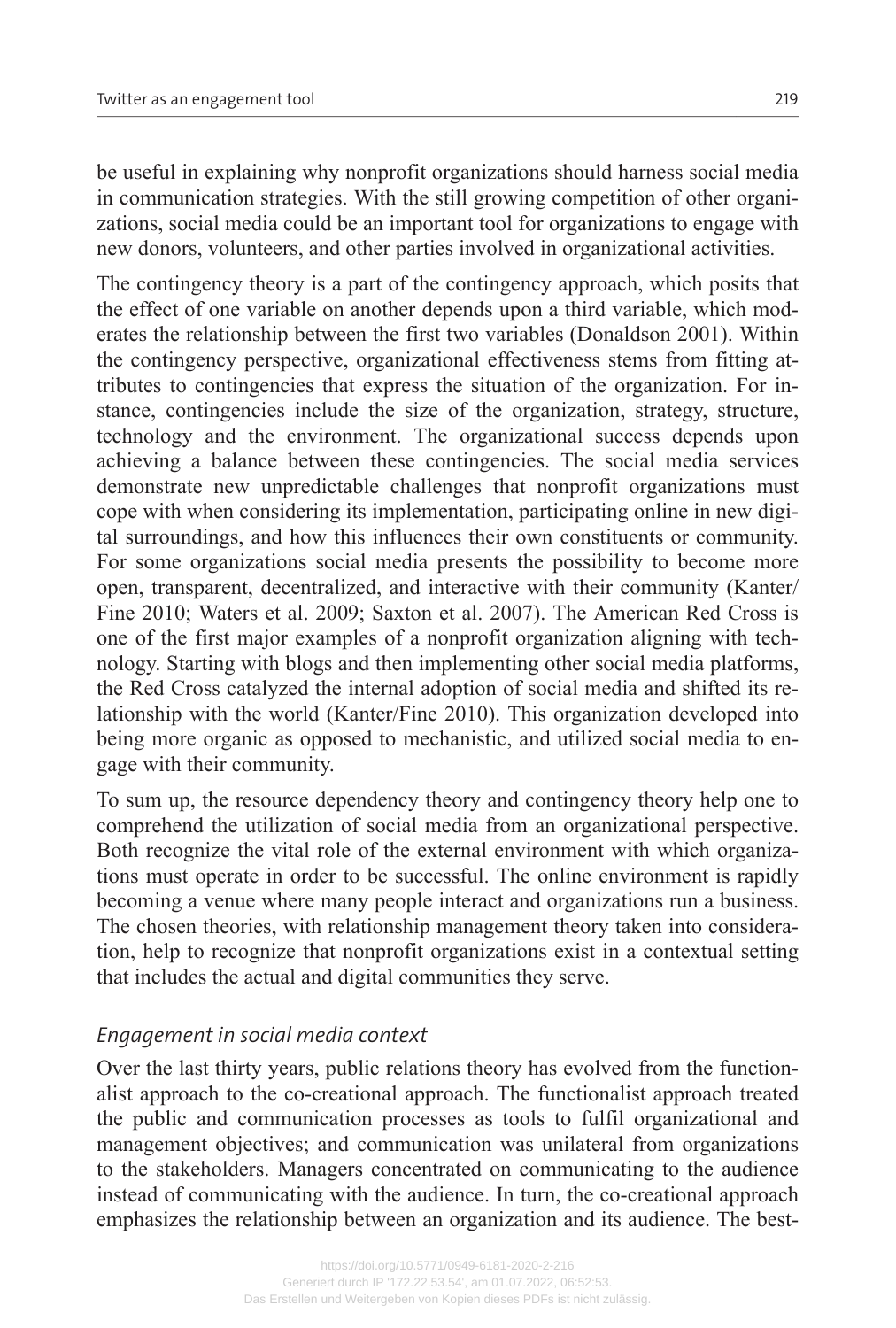be useful in explaining why nonprofit organizations should harness social media in communication strategies. With the still growing competition of other organizations, social media could be an important tool for organizations to engage with new donors, volunteers, and other parties involved in organizational activities.

The contingency theory is a part of the contingency approach, which posits that the effect of one variable on another depends upon a third variable, which moderates the relationship between the first two variables (Donaldson 2001). Within the contingency perspective, organizational effectiveness stems from fitting attributes to contingencies that express the situation of the organization. For instance, contingencies include the size of the organization, strategy, structure, technology and the environment. The organizational success depends upon achieving a balance between these contingencies. The social media services demonstrate new unpredictable challenges that nonprofit organizations must cope with when considering its implementation, participating online in new digital surroundings, and how this influences their own constituents or community. For some organizations social media presents the possibility to become more open, transparent, decentralized, and interactive with their community (Kanter/Fine 2010; Waters et al. 2009; Saxton et al. 2007). The American Red Cross is one of the first major examples of a nonprofit organization aligning with technology. Starting with blogs and then implementing other social media platforms, the Red Cross catalyzed the internal adoption of social media and shifted its relationship with the world (Kanter/Fine 2010). This organization developed into being more organic as opposed to mechanistic, and utilized social media to engage with their community.

To sum up, the resource dependency theory and contingency theory help one to comprehend the utilization of social media from an organizational perspective. Both recognize the vital role of the external environment with which organizations must operate in order to be successful. The online environment is rapidly becoming a venue where many people interact and organizations run a business. The chosen theories, with relationship management theory taken into consideration, help to recognize that nonprofit organizations exist in a contextual setting that includes the actual and digital communities they serve.

### *Engagement in social media context*

Over the last thirty years, public relations theory has evolved from the functionalist approach to the co-creational approach. The functionalist approach treated the public and communication processes as tools to fulfil organizational and management objectives; and communication was unilateral from organizations to the stakeholders. Managers concentrated on communicating to the audience instead of communicating with the audience. In turn, the co-creational approach emphasizes the relationship between an organization and its audience. The best-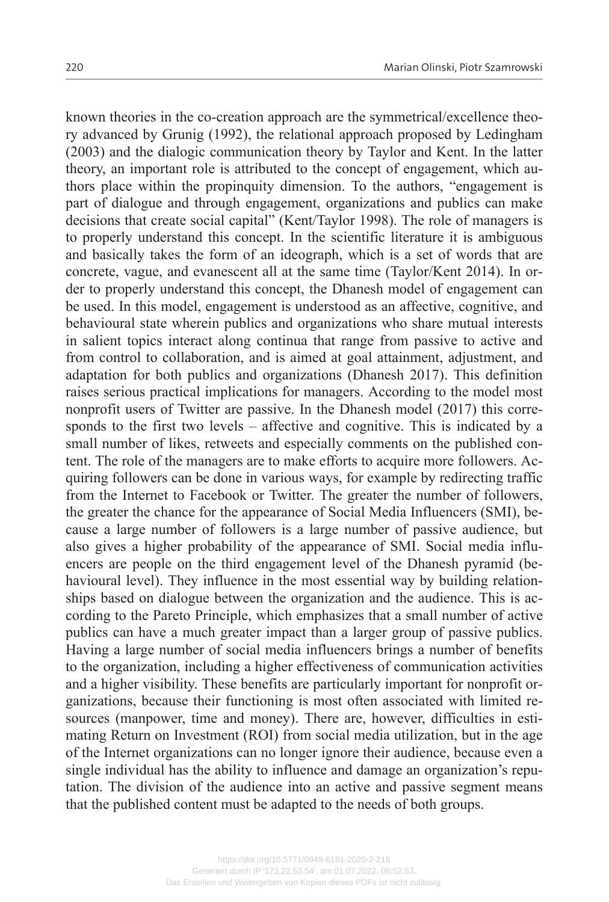known theories in the co-creation approach are the symmetrical/excellence theory advanced by Grunig (1992), the relational approach proposed by Ledingham (2003) and the dialogic communication theory by Taylor and Kent. In the latter theory, an important role is attributed to the concept of engagement, which authors place within the propinquity dimension. To the authors, "engagement is part of dialogue and through engagement, organizations and publics can make decisions that create social capital" (Kent/Taylor 1998). The role of managers is to properly understand this concept. In the scientific literature it is ambiguous and basically takes the form of an ideograph, which is a set of words that are concrete, vague, and evanescent all at the same time (Taylor/Kent 2014). In order to properly understand this concept, the Dhanesh model of engagement can be used. In this model, engagement is understood as an affective, cognitive, and behavioural state wherein publics and organizations who share mutual interests in salient topics interact along continua that range from passive to active and from control to collaboration, and is aimed at goal attainment, adjustment, and adaptation for both publics and organizations (Dhanesh 2017). This definition raises serious practical implications for managers. According to the model most nonprofit users of Twitter are passive. In the Dhanesh model (2017) this corresponds to the first two levels – affective and cognitive. This is indicated by a small number of likes, retweets and especially comments on the published content. The role of the managers are to make efforts to acquire more followers. Acquiring followers can be done in various ways, for example by redirecting traffic from the Internet to Facebook or Twitter. The greater the number of followers, the greater the chance for the appearance of Social Media Influencers (SMI), because a large number of followers is a large number of passive audience, but also gives a higher probability of the appearance of SMI. Social media influencers are people on the third engagement level of the Dhanesh pyramid (behavioural level). They influence in the most essential way by building relationships based on dialogue between the organization and the audience. This is according to the Pareto Principle, which emphasizes that a small number of active publics can have a much greater impact than a larger group of passive publics. Having a large number of social media influencers brings a number of benefits to the organization, including a higher effectiveness of communication activities and a higher visibility. These benefits are particularly important for nonprofit organizations, because their functioning is most often associated with limited resources (manpower, time and money). There are, however, difficulties in estimating Return on Investment (ROI) from social media utilization, but in the age of the Internet organizations can no longer ignore their audience, because even a single individual has the ability to influence and damage an organization's reputation. The division of the audience into an active and passive segment means that the published content must be adapted to the needs of both groups.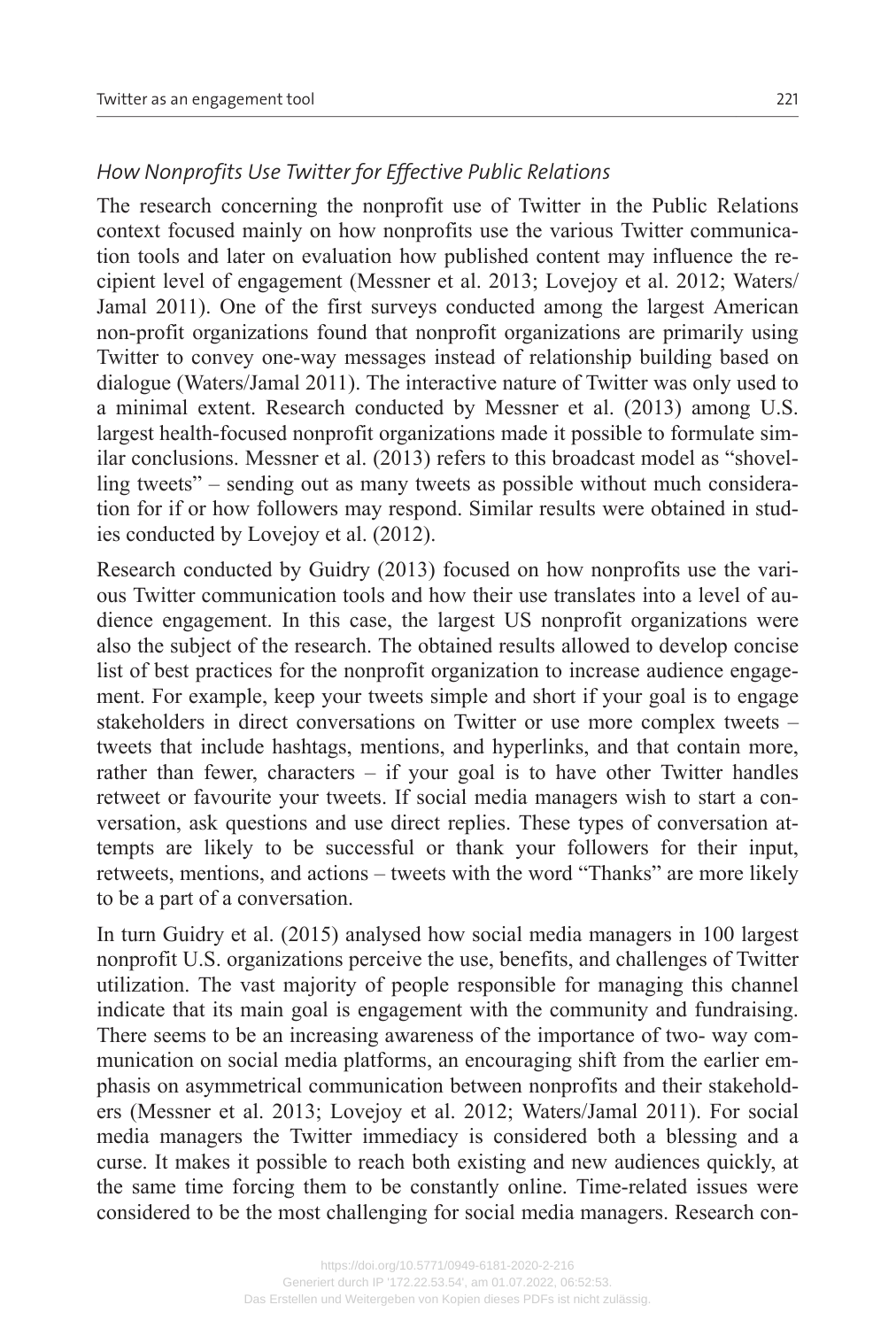### *How Nonprofits Use Twitter for Effective Public Relations*

The research concerning the nonprofit use of Twitter in the Public Relations context focused mainly on how nonprofits use the various Twitter communication tools and later on evaluation how published content may influence the recipient level of engagement (Messner et al. 2013; Lovejoy et al. 2012; Waters/Jamal 2011). One of the first surveys conducted among the largest American non-profit organizations found that nonprofit organizations are primarily using Twitter to convey one-way messages instead of relationship building based on dialogue (Waters/Jamal 2011). The interactive nature of Twitter was only used to a minimal extent. Research conducted by Messner et al. (2013) among U.S. largest health-focused nonprofit organizations made it possible to formulate similar conclusions. Messner et al. (2013) refers to this broadcast model as "shovelling tweets" – sending out as many tweets as possible without much consideration for if or how followers may respond. Similar results were obtained in studies conducted by Lovejoy et al. (2012).

Research conducted by Guidry (2013) focused on how nonprofits use the various Twitter communication tools and how their use translates into a level of audience engagement. In this case, the largest US nonprofit organizations were also the subject of the research. The obtained results allowed to develop concise list of best practices for the nonprofit organization to increase audience engagement. For example, keep your tweets simple and short if your goal is to engage stakeholders in direct conversations on Twitter or use more complex tweets – tweets that include hashtags, mentions, and hyperlinks, and that contain more, rather than fewer, characters – if your goal is to have other Twitter handles retweet or favourite your tweets. If social media managers wish to start a conversation, ask questions and use direct replies. These types of conversation attempts are likely to be successful or thank your followers for their input, retweets, mentions, and actions – tweets with the word "Thanks" are more likely to be a part of a conversation.

In turn Guidry et al. (2015) analysed how social media managers in 100 largest nonprofit U.S. organizations perceive the use, benefits, and challenges of Twitter utilization. The vast majority of people responsible for managing this channel indicate that its main goal is engagement with the community and fundraising. There seems to be an increasing awareness of the importance of two- way communication on social media platforms, an encouraging shift from the earlier emphasis on asymmetrical communication between nonprofits and their stakeholders (Messner et al. 2013; Lovejoy et al. 2012; Waters/Jamal 2011). For social media managers the Twitter immediacy is considered both a blessing and a curse. It makes it possible to reach both existing and new audiences quickly, at the same time forcing them to be constantly online. Time-related issues were considered to be the most challenging for social media managers. Research con-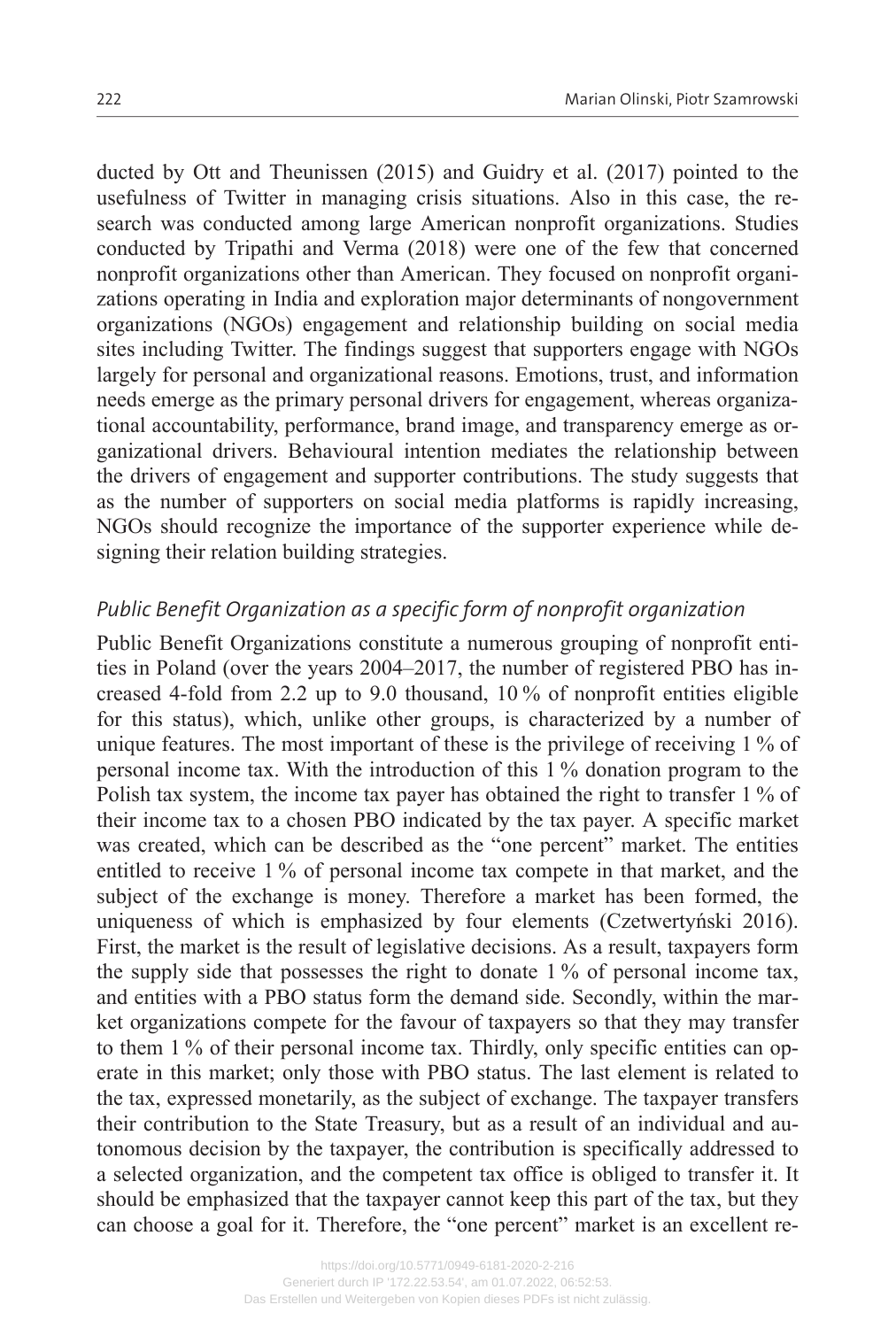ducted by Ott and Theunissen (2015) and Guidry et al. (2017) pointed to the usefulness of Twitter in managing crisis situations. Also in this case, the research was conducted among large American nonprofit organizations. Studies conducted by Tripathi and Verma (2018) were one of the few that concerned nonprofit organizations other than American. They focused on nonprofit organizations operating in India and exploration major determinants of nongovernment organizations (NGOs) engagement and relationship building on social media sites including Twitter. The findings suggest that supporters engage with NGOs largely for personal and organizational reasons. Emotions, trust, and information needs emerge as the primary personal drivers for engagement, whereas organizational accountability, performance, brand image, and transparency emerge as organizational drivers. Behavioural intention mediates the relationship between the drivers of engagement and supporter contributions. The study suggests that as the number of supporters on social media platforms is rapidly increasing, NGOs should recognize the importance of the supporter experience while designing their relation building strategies.

### *Public Benefit Organization as a specific form of nonprofit organization*

Public Benefit Organizations constitute a numerous grouping of nonprofit entities in Poland (over the years 2004–2017, the number of registered PBO has increased 4-fold from 2.2 up to 9.0 thousand, 10 % of nonprofit entities eligible for this status), which, unlike other groups, is characterized by a number of unique features. The most important of these is the privilege of receiving 1 % of personal income tax. With the introduction of this 1 % donation program to the Polish tax system, the income tax payer has obtained the right to transfer 1 % of their income tax to a chosen PBO indicated by the tax payer. A specific market was created, which can be described as the "one percent" market. The entities entitled to receive 1 % of personal income tax compete in that market, and the subject of the exchange is money. Therefore a market has been formed, the uniqueness of which is emphasized by four elements (Czetwertyński 2016). First, the market is the result of legislative decisions. As a result, taxpayers form the supply side that possesses the right to donate 1 % of personal income tax, and entities with a PBO status form the demand side. Secondly, within the market organizations compete for the favour of taxpayers so that they may transfer to them 1 % of their personal income tax. Thirdly, only specific entities can operate in this market; only those with PBO status. The last element is related to the tax, expressed monetarily, as the subject of exchange. The taxpayer transfers their contribution to the State Treasury, but as a result of an individual and autonomous decision by the taxpayer, the contribution is specifically addressed to a selected organization, and the competent tax office is obliged to transfer it. It should be emphasized that the taxpayer cannot keep this part of the tax, but they can choose a goal for it. Therefore, the "one percent" market is an excellent re-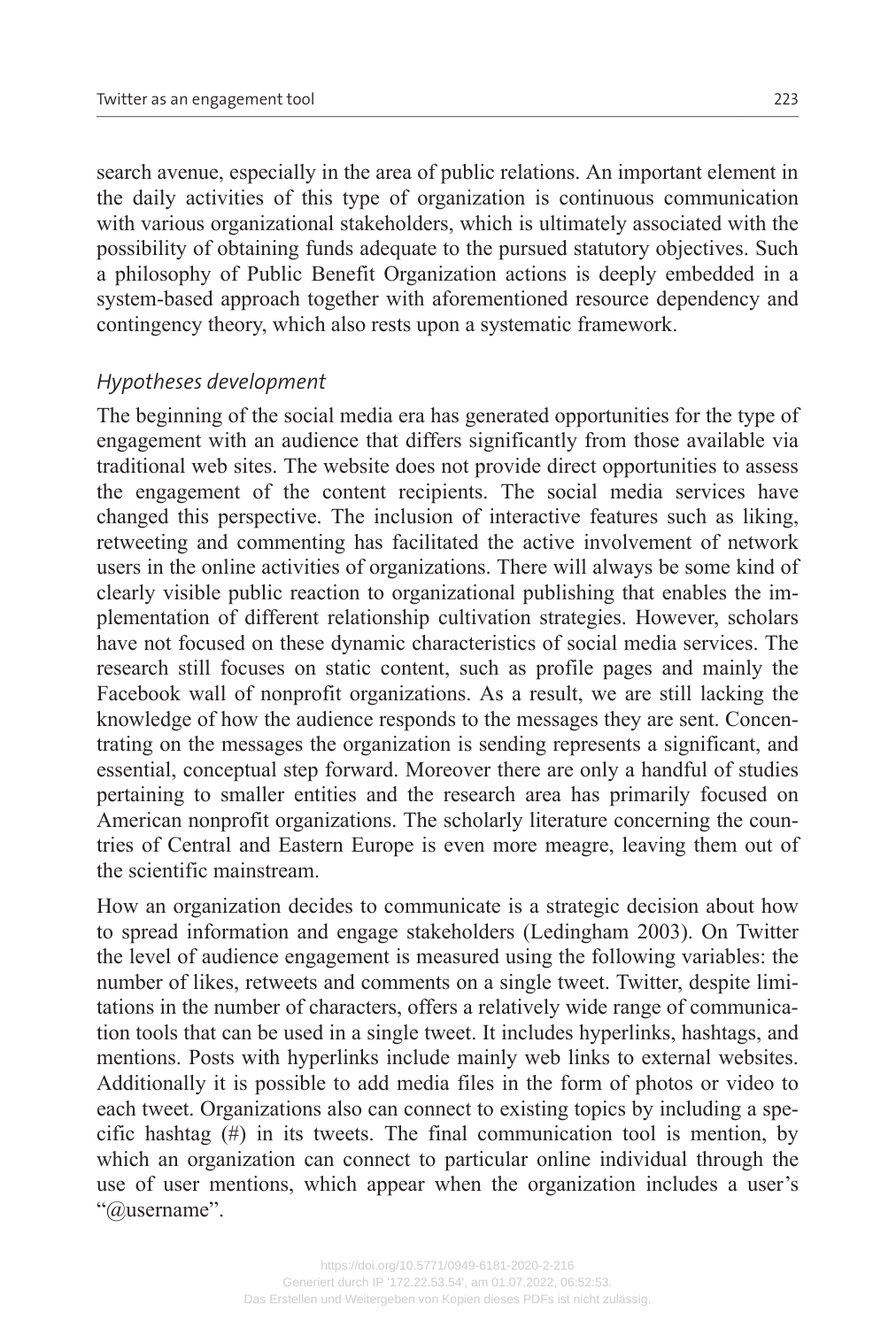search avenue, especially in the area of public relations. An important element in the daily activities of this type of organization is continuous communication with various organizational stakeholders, which is ultimately associated with the possibility of obtaining funds adequate to the pursued statutory objectives. Such a philosophy of Public Benefit Organization actions is deeply embedded in a system-based approach together with aforementioned resource dependency and contingency theory, which also rests upon a systematic framework.

### *Hypotheses development*

The beginning of the social media era has generated opportunities for the type of engagement with an audience that differs significantly from those available via traditional web sites. The website does not provide direct opportunities to assess the engagement of the content recipients. The social media services have changed this perspective. The inclusion of interactive features such as liking, retweeting and commenting has facilitated the active involvement of network users in the online activities of organizations. There will always be some kind of clearly visible public reaction to organizational publishing that enables the implementation of different relationship cultivation strategies. However, scholars have not focused on these dynamic characteristics of social media services. The research still focuses on static content, such as profile pages and mainly the Facebook wall of nonprofit organizations. As a result, we are still lacking the knowledge of how the audience responds to the messages they are sent. Concentrating on the messages the organization is sending represents a significant, and essential, conceptual step forward. Moreover there are only a handful of studies pertaining to smaller entities and the research area has primarily focused on American nonprofit organizations. The scholarly literature concerning the countries of Central and Eastern Europe is even more meagre, leaving them out of the scientific mainstream.

How an organization decides to communicate is a strategic decision about how to spread information and engage stakeholders (Ledingham 2003). On Twitter the level of audience engagement is measured using the following variables: the number of likes, retweets and comments on a single tweet. Twitter, despite limitations in the number of characters, offers a relatively wide range of communication tools that can be used in a single tweet. It includes hyperlinks, hashtags, and mentions. Posts with hyperlinks include mainly web links to external websites. Additionally it is possible to add media files in the form of photos or video to each tweet. Organizations also can connect to existing topics by including a specific hashtag (#) in its tweets. The final communication tool is mention, by which an organization can connect to particular online individual through the use of user mentions, which appear when the organization includes a user's "@username".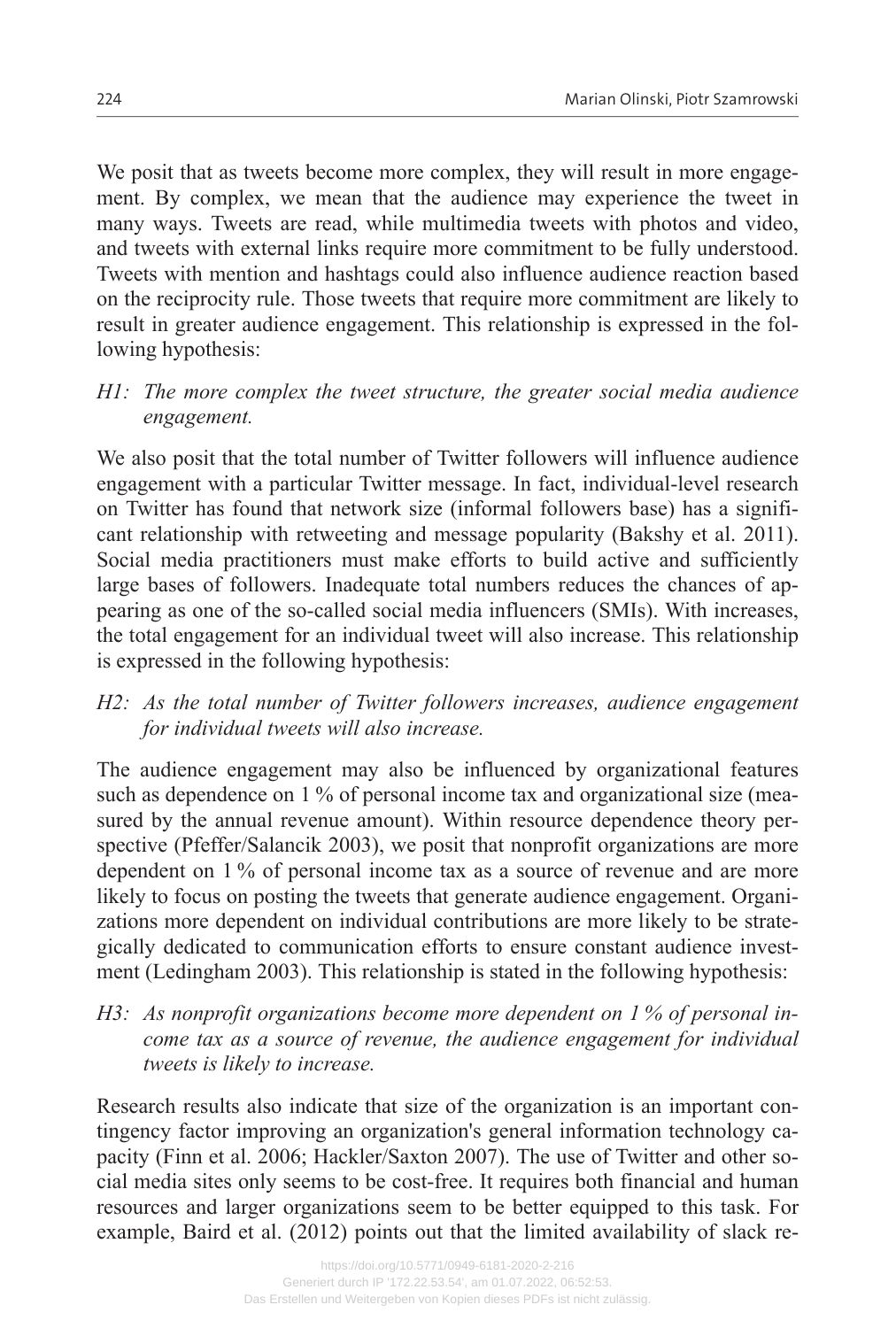We posit that as tweets become more complex, they will result in more engagement. By complex, we mean that the audience may experience the tweet in many ways. Tweets are read, while multimedia tweets with photos and video, and tweets with external links require more commitment to be fully understood. Tweets with mention and hashtags could also influence audience reaction based on the reciprocity rule. Those tweets that require more commitment are likely to result in greater audience engagement. This relationship is expressed in the following hypothesis:

*H1: The more complex the tweet structure, the greater social media audience engagement.*

We also posit that the total number of Twitter followers will influence audience engagement with a particular Twitter message. In fact, individual-level research on Twitter has found that network size (informal followers base) has a significant relationship with retweeting and message popularity (Bakshy et al. 2011). Social media practitioners must make efforts to build active and sufficiently large bases of followers. Inadequate total numbers reduces the chances of appearing as one of the so-called social media influencers (SMIs). With increases, the total engagement for an individual tweet will also increase. This relationship is expressed in the following hypothesis:

*H2: As the total number of Twitter followers increases, audience engagement for individual tweets will also increase.*

The audience engagement may also be influenced by organizational features such as dependence on 1 % of personal income tax and organizational size (measured by the annual revenue amount). Within resource dependence theory perspective (Pfeffer/Salancik 2003), we posit that nonprofit organizations are more dependent on 1 % of personal income tax as a source of revenue and are more likely to focus on posting the tweets that generate audience engagement. Organizations more dependent on individual contributions are more likely to be strategically dedicated to communication efforts to ensure constant audience investment (Ledingham 2003). This relationship is stated in the following hypothesis:

*H3: As nonprofit organizations become more dependent on 1 % of personal income tax as a source of revenue, the audience engagement for individual tweets is likely to increase.*

Research results also indicate that size of the organization is an important contingency factor improving an organization's general information technology capacity (Finn et al. 2006; Hackler/Saxton 2007). The use of Twitter and other social media sites only seems to be cost-free. It requires both financial and human resources and larger organizations seem to be better equipped to this task. For example, Baird et al. (2012) points out that the limited availability of slack re-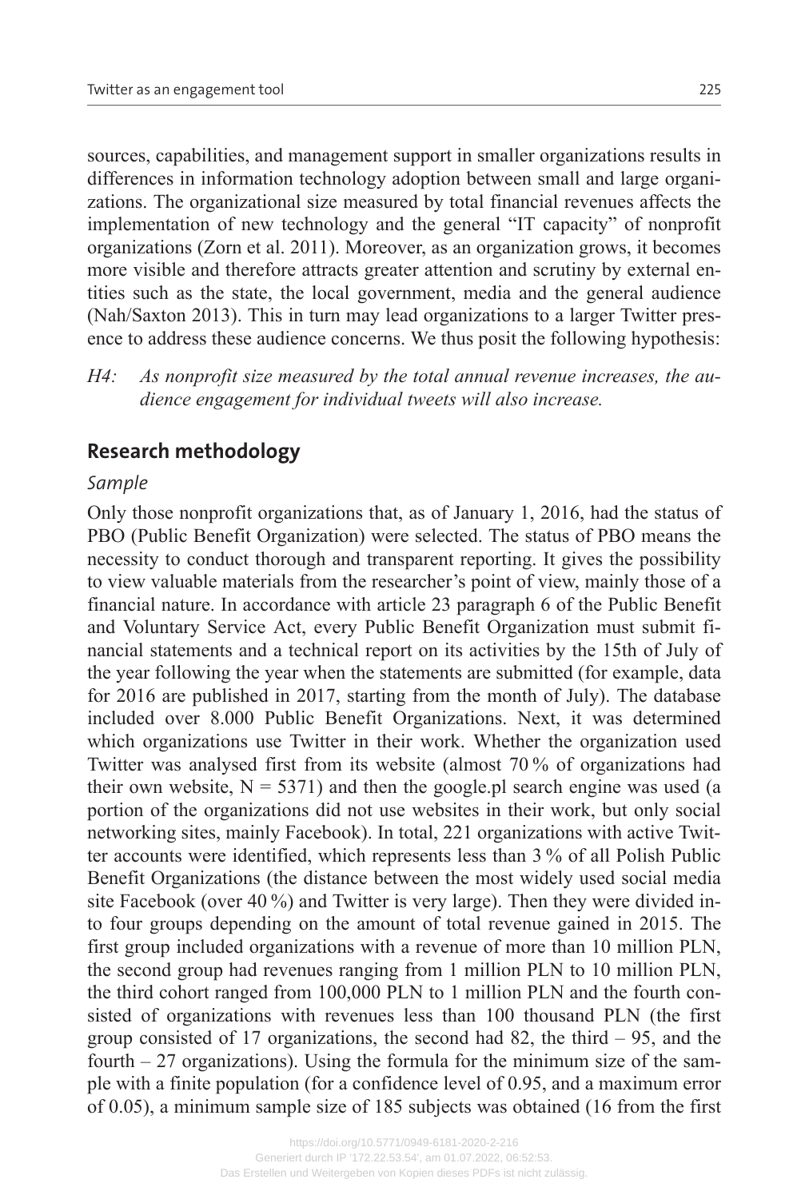sources, capabilities, and management support in smaller organizations results in differences in information technology adoption between small and large organizations. The organizational size measured by total financial revenues affects the implementation of new technology and the general "IT capacity" of nonprofit organizations (Zorn et al. 2011). Moreover, as an organization grows, it becomes more visible and therefore attracts greater attention and scrutiny by external entities such as the state, the local government, media and the general audience (Nah/Saxton 2013). This in turn may lead organizations to a larger Twitter presence to address these audience concerns. We thus posit the following hypothesis:

*H4: As nonprofit size measured by the total annual revenue increases, the audience engagement for individual tweets will also increase.*

## Research methodology

### *Sample*

Only those nonprofit organizations that, as of January 1, 2016, had the status of PBO (Public Benefit Organization) were selected. The status of PBO means the necessity to conduct thorough and transparent reporting. It gives the possibility to view valuable materials from the researcher's point of view, mainly those of a financial nature. In accordance with article 23 paragraph 6 of the Public Benefit and Voluntary Service Act, every Public Benefit Organization must submit financial statements and a technical report on its activities by the 15th of July of the year following the year when the statements are submitted (for example, data for 2016 are published in 2017, starting from the month of July). The database included over 8.000 Public Benefit Organizations. Next, it was determined which organizations use Twitter in their work. Whether the organization used Twitter was analysed first from its website (almost 70 % of organizations had their own website, N = 5371) and then the google.pl search engine was used (a portion of the organizations did not use websites in their work, but only social networking sites, mainly Facebook). In total, 221 organizations with active Twitter accounts were identified, which represents less than 3 % of all Polish Public Benefit Organizations (the distance between the most widely used social media site Facebook (over 40 %) and Twitter is very large). Then they were divided into four groups depending on the amount of total revenue gained in 2015. The first group included organizations with a revenue of more than 10 million PLN, the second group had revenues ranging from 1 million PLN to 10 million PLN, the third cohort ranged from 100,000 PLN to 1 million PLN and the fourth consisted of organizations with revenues less than 100 thousand PLN (the first group consisted of 17 organizations, the second had 82, the third – 95, and the fourth – 27 organizations). Using the formula for the minimum size of the sample with a finite population (for a confidence level of 0.95, and a maximum error of 0.05), a minimum sample size of 185 subjects was obtained (16 from the first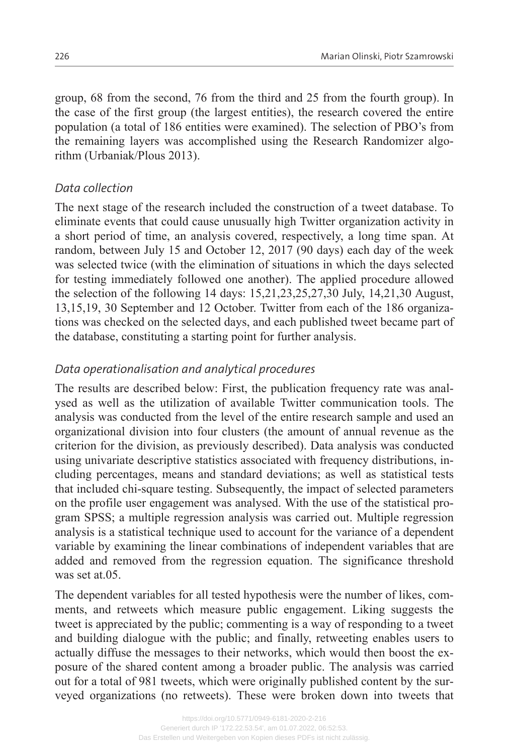group, 68 from the second, 76 from the third and 25 from the fourth group). In the case of the first group (the largest entities), the research covered the entire population (a total of 186 entities were examined). The selection of PBO's from the remaining layers was accomplished using the Research Randomizer algorithm (Urbaniak/Plous 2013).

### *Data collection*

The next stage of the research included the construction of a tweet database. To eliminate events that could cause unusually high Twitter organization activity in a short period of time, an analysis covered, respectively, a long time span. At random, between July 15 and October 12, 2017 (90 days) each day of the week was selected twice (with the elimination of situations in which the days selected for testing immediately followed one another). The applied procedure allowed the selection of the following 14 days: 15,21,23,25,27,30 July, 14,21,30 August, 13,15,19, 30 September and 12 October. Twitter from each of the 186 organizations was checked on the selected days, and each published tweet became part of the database, constituting a starting point for further analysis.

### *Data operationalisation and analytical procedures*

The results are described below: First, the publication frequency rate was analysed as well as the utilization of available Twitter communication tools. The analysis was conducted from the level of the entire research sample and used an organizational division into four clusters (the amount of annual revenue as the criterion for the division, as previously described). Data analysis was conducted using univariate descriptive statistics associated with frequency distributions, including percentages, means and standard deviations; as well as statistical tests that included chi-square testing. Subsequently, the impact of selected parameters on the profile user engagement was analysed. With the use of the statistical program SPSS; a multiple regression analysis was carried out. Multiple regression analysis is a statistical technique used to account for the variance of a dependent variable by examining the linear combinations of independent variables that are added and removed from the regression equation. The significance threshold was set at.05.

The dependent variables for all tested hypothesis were the number of likes, comments, and retweets which measure public engagement. Liking suggests the tweet is appreciated by the public; commenting is a way of responding to a tweet and building dialogue with the public; and finally, retweeting enables users to actually diffuse the messages to their networks, which would then boost the exposure of the shared content among a broader public. The analysis was carried out for a total of 981 tweets, which were originally published content by the surveyed organizations (no retweets). These were broken down into tweets that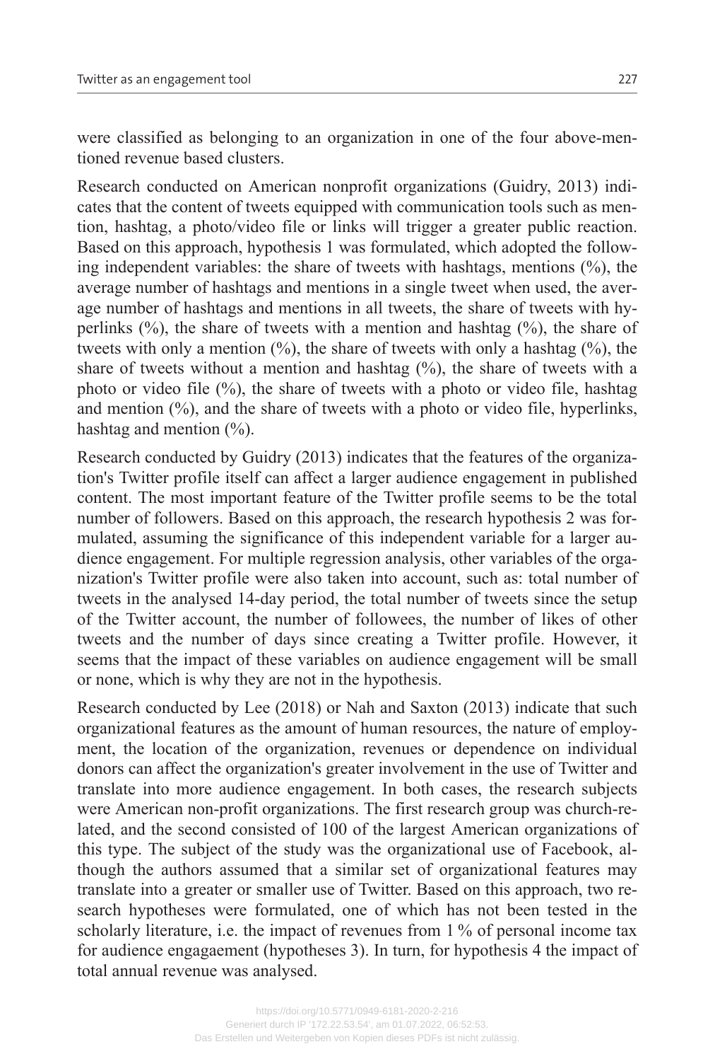were classified as belonging to an organization in one of the four above-mentioned revenue based clusters.

Research conducted on American nonprofit organizations (Guidry, 2013) indicates that the content of tweets equipped with communication tools such as mention, hashtag, a photo/video file or links will trigger a greater public reaction. Based on this approach, hypothesis 1 was formulated, which adopted the following independent variables: the share of tweets with hashtags, mentions (%), the average number of hashtags and mentions in a single tweet when used, the average number of hashtags and mentions in all tweets, the share of tweets with hyperlinks (%), the share of tweets with a mention and hashtag (%), the share of tweets with only a mention (%), the share of tweets with only a hashtag (%), the share of tweets without a mention and hashtag (%), the share of tweets with a photo or video file (%), the share of tweets with a photo or video file, hashtag and mention (%), and the share of tweets with a photo or video file, hyperlinks, hashtag and mention (%).

Research conducted by Guidry (2013) indicates that the features of the organization's Twitter profile itself can affect a larger audience engagement in published content. The most important feature of the Twitter profile seems to be the total number of followers. Based on this approach, the research hypothesis 2 was formulated, assuming the significance of this independent variable for a larger audience engagement. For multiple regression analysis, other variables of the organization's Twitter profile were also taken into account, such as: total number of tweets in the analysed 14-day period, the total number of tweets since the setup of the Twitter account, the number of followees, the number of likes of other tweets and the number of days since creating a Twitter profile. However, it seems that the impact of these variables on audience engagement will be small or none, which is why they are not in the hypothesis.

Research conducted by Lee (2018) or Nah and Saxton (2013) indicate that such organizational features as the amount of human resources, the nature of employment, the location of the organization, revenues or dependence on individual donors can affect the organization's greater involvement in the use of Twitter and translate into more audience engagement. In both cases, the research subjects were American non-profit organizations. The first research group was church-related, and the second consisted of 100 of the largest American organizations of this type. The subject of the study was the organizational use of Facebook, although the authors assumed that a similar set of organizational features may translate into a greater or smaller use of Twitter. Based on this approach, two research hypotheses were formulated, one of which has not been tested in the scholarly literature, i.e. the impact of revenues from 1 % of personal income tax for audience engagaement (hypotheses 3). In turn, for hypothesis 4 the impact of total annual revenue was analysed.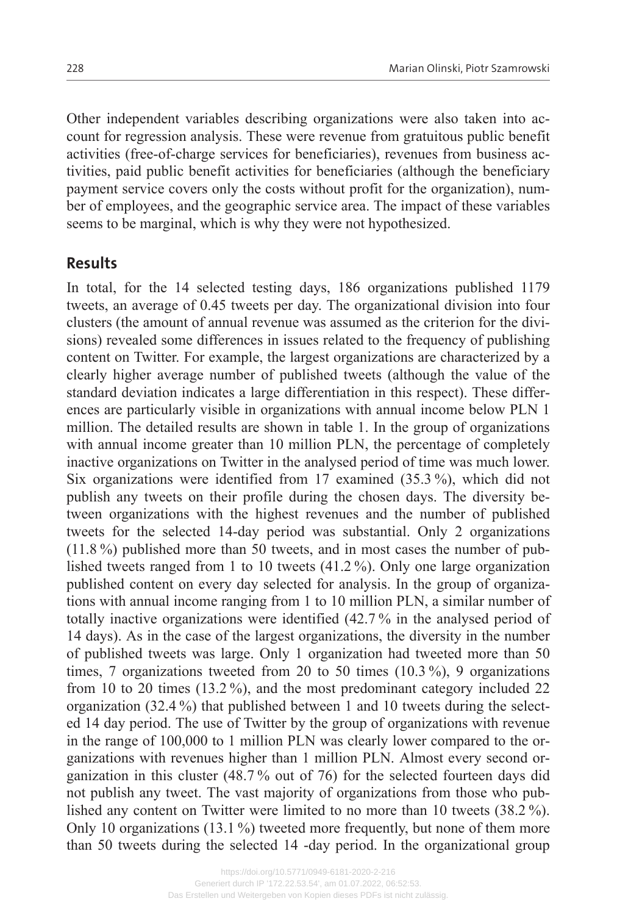Other independent variables describing organizations were also taken into account for regression analysis. These were revenue from gratuitous public benefit activities (free-of-charge services for beneficiaries), revenues from business activities, paid public benefit activities for beneficiaries (although the beneficiary payment service covers only the costs without profit for the organization), number of employees, and the geographic service area. The impact of these variables seems to be marginal, which is why they were not hypothesized.

## Results

In total, for the 14 selected testing days, 186 organizations published 1179 tweets, an average of 0.45 tweets per day. The organizational division into four clusters (the amount of annual revenue was assumed as the criterion for the divisions) revealed some differences in issues related to the frequency of publishing content on Twitter. For example, the largest organizations are characterized by a clearly higher average number of published tweets (although the value of the standard deviation indicates a large differentiation in this respect). These differences are particularly visible in organizations with annual income below PLN 1 million. The detailed results are shown in table 1. In the group of organizations with annual income greater than 10 million PLN, the percentage of completely inactive organizations on Twitter in the analysed period of time was much lower. Six organizations were identified from 17 examined (35.3 %), which did not publish any tweets on their profile during the chosen days. The diversity between organizations with the highest revenues and the number of published tweets for the selected 14-day period was substantial. Only 2 organizations (11.8 %) published more than 50 tweets, and in most cases the number of published tweets ranged from 1 to 10 tweets (41.2 %). Only one large organization published content on every day selected for analysis. In the group of organizations with annual income ranging from 1 to 10 million PLN, a similar number of totally inactive organizations were identified (42.7 % in the analysed period of 14 days). As in the case of the largest organizations, the diversity in the number of published tweets was large. Only 1 organization had tweeted more than 50 times, 7 organizations tweeted from 20 to 50 times (10.3 %), 9 organizations from 10 to 20 times (13.2 %), and the most predominant category included 22 organization (32.4 %) that published between 1 and 10 tweets during the selected 14 day period. The use of Twitter by the group of organizations with revenue in the range of 100,000 to 1 million PLN was clearly lower compared to the organizations with revenues higher than 1 million PLN. Almost every second organization in this cluster (48.7 % out of 76) for the selected fourteen days did not publish any tweet. The vast majority of organizations from those who published any content on Twitter were limited to no more than 10 tweets (38.2 %). Only 10 organizations (13.1 %) tweeted more frequently, but none of them more than 50 tweets during the selected 14 -day period. In the organizational group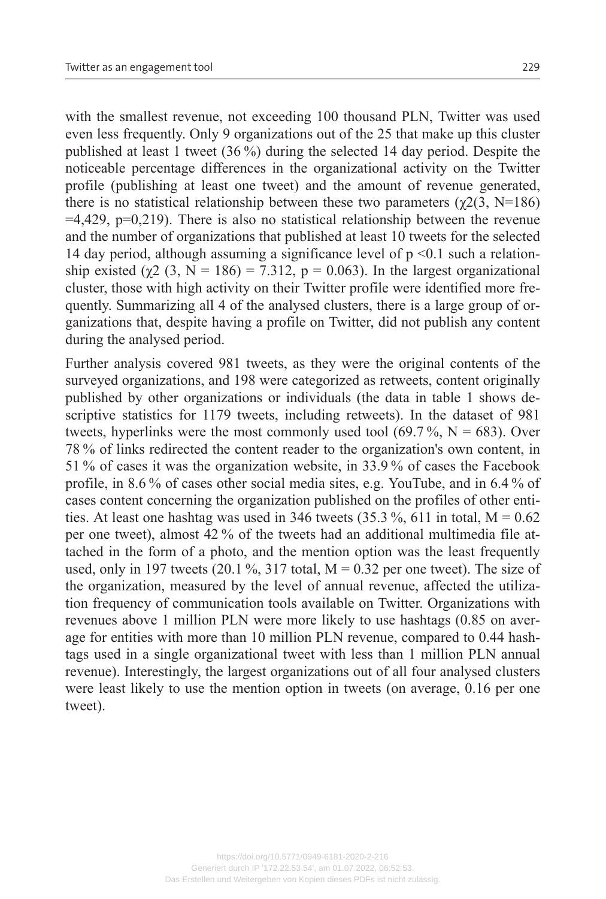with the smallest revenue, not exceeding 100 thousand PLN, Twitter was used even less frequently. Only 9 organizations out of the 25 that make up this cluster published at least 1 tweet (36 %) during the selected 14 day period. Despite the noticeable percentage differences in the organizational activity on the Twitter profile (publishing at least one tweet) and the amount of revenue generated, there is no statistical relationship between these two parameters ($\chi2(3, N=186) =4,429, p=0,219$). There is also no statistical relationship between the revenue and the number of organizations that published at least 10 tweets for the selected 14 day period, although assuming a significance level of $p < 0.1$ such a relationship existed ($\chi2$ (3, N = 186) = 7.312, p = 0.063). In the largest organizational cluster, those with high activity on their Twitter profile were identified more frequently. Summarizing all 4 of the analysed clusters, there is a large group of organizations that, despite having a profile on Twitter, did not publish any content during the analysed period.

Further analysis covered 981 tweets, as they were the original contents of the surveyed organizations, and 198 were categorized as retweets, content originally published by other organizations or individuals (the data in table 1 shows descriptive statistics for 1179 tweets, including retweets). In the dataset of 981 tweets, hyperlinks were the most commonly used tool (69.7 %, N = 683). Over 78 % of links redirected the content reader to the organization's own content, in 51 % of cases it was the organization website, in 33.9 % of cases the Facebook profile, in 8.6 % of cases other social media sites, e.g. YouTube, and in 6.4 % of cases content concerning the organization published on the profiles of other entities. At least one hashtag was used in 346 tweets (35.3 %, 611 in total, M = 0.62 per one tweet), almost 42 % of the tweets had an additional multimedia file attached in the form of a photo, and the mention option was the least frequently used, only in 197 tweets (20.1 %, 317 total, M = 0.32 per one tweet). The size of the organization, measured by the level of annual revenue, affected the utilization frequency of communication tools available on Twitter. Organizations with revenues above 1 million PLN were more likely to use hashtags (0.85 on average for entities with more than 10 million PLN revenue, compared to 0.44 hashtags used in a single organizational tweet with less than 1 million PLN annual revenue). Interestingly, the largest organizations out of all four analysed clusters were least likely to use the mention option in tweets (on average, 0.16 per one tweet).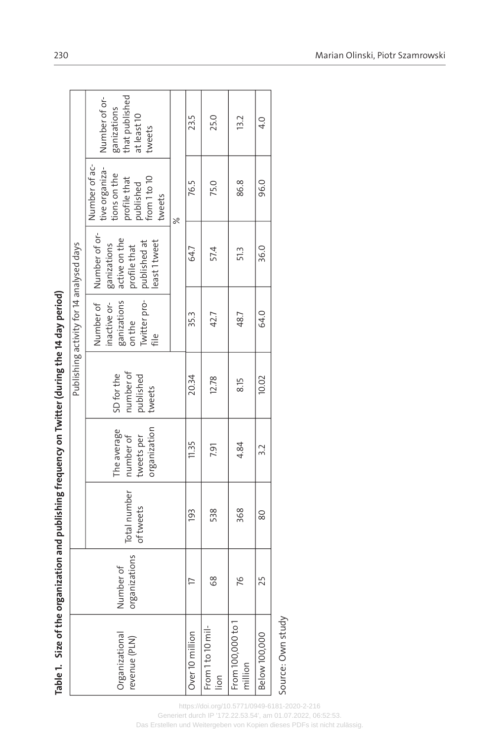**Table 1. Size of the organization and publishing frequency on Twitter (during the 14 day period)**

| Organizational revenue (PLN) | Number of organizations | Total number of tweets | The average number of tweets per organization | SD for the number of published tweets | Publishing activity for 14 analysed days | | | |
|---|---|---|---|---|---|---|---|---|
| | | | | | Number of inactive organizations on the Twitter profile | Number of organizations active on the profile that published at least 1 tweet | Number of active organizations on the profile that published from 1 to 10 tweets | Number of organizations that published at least 10 tweets |
| | | | | | % | | | |
| Over 10 million | 17 | 193 | 11.35 | 20.34 | 35.3 | 64.7 | 76.5 | 23.5 |
| From 1 to 10 million | 68 | 538 | 7.91 | 12.78 | 42.7 | 57.4 | 75.0 | 25.0 |
| From 100,000 to 1 million | 76 | 368 | 4.84 | 8.15 | 48.7 | 51.3 | 86.8 | 13.2 |
| Below 100,000 | 25 | 80 | 3.2 | 10.02 | 64.0 | 36.0 | 96.0 | 4.0 |

Source: Own study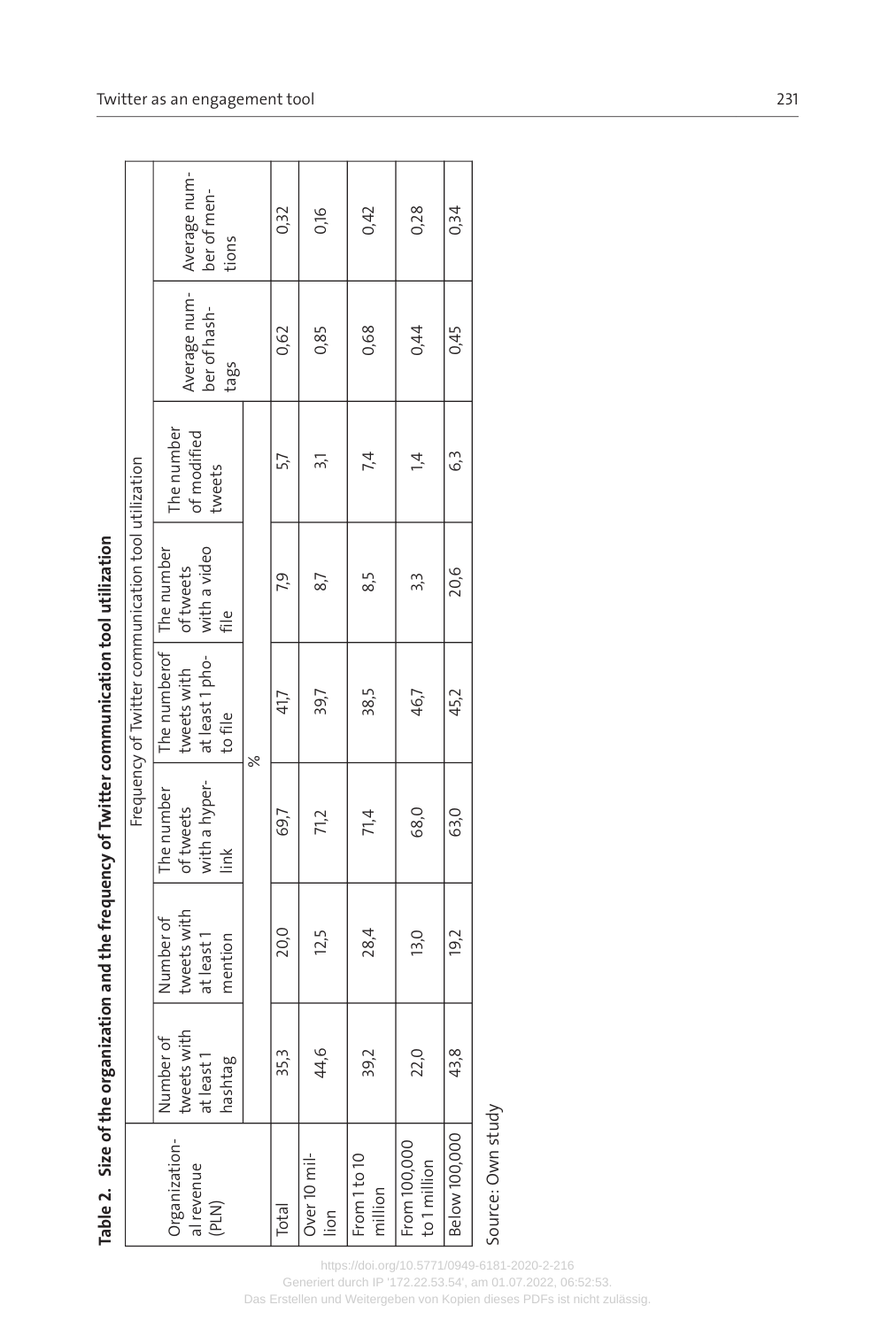**Table 2. Size of the organization and the frequency of Twitter communication tool utilization**

| Organizational revenue (PLN) | Frequency of Twitter communication tool utilization | | | | | | | |
|---|---|---|---|---|---|---|---|---|
| | Number of tweets with at least 1 hashtag | Number of tweets with at least 1 mention | The number of tweets with a hyperlink | The numberof tweets with at least 1 photo file | The number of tweets with a video file | The number of modified tweets | Average number of hashtags | Average number of mentions |
| | % | | | | | | | |
| Total | 35,3 | 20,0 | 69,7 | 41,7 | 7,9 | 5,7 | 0,62 | 0,32 |
| Over 10 million | 44,6 | 12,5 | 71,2 | 39,7 | 8,7 | 3,1 | 0,85 | 0,16 |
| From 1 to 10 million | 39,2 | 28,4 | 71,4 | 38,5 | 8,5 | 7,4 | 0,68 | 0,42 |
| From 100,000 to 1 million | 22,0 | 13,0 | 68,0 | 46,7 | 3,3 | 1,4 | 0,44 | 0,28 |
| Below 100,000 | 43,8 | 19,2 | 63,0 | 45,2 | 20,6 | 6,3 | 0,45 | 0,34 |

Source: Own study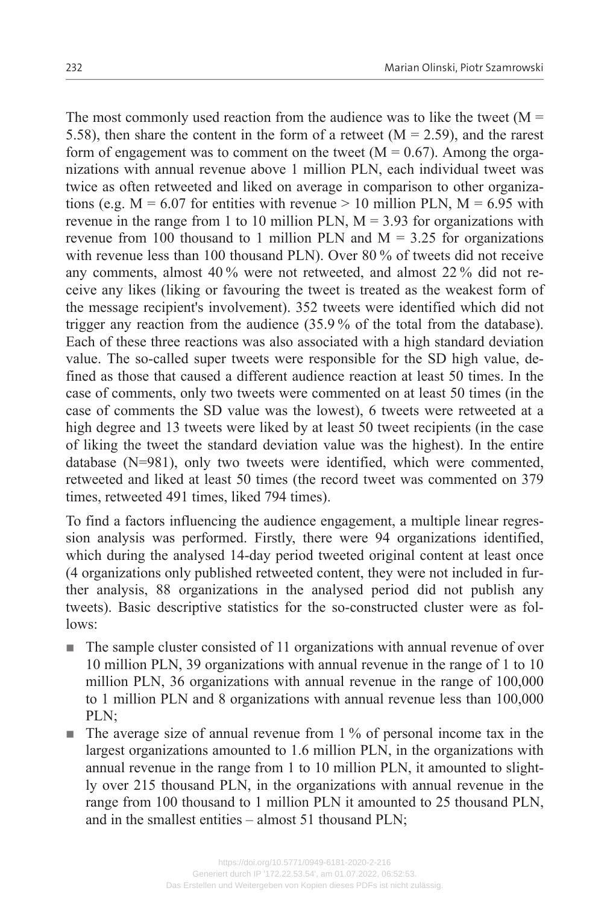The most commonly used reaction from the audience was to like the tweet ($M = 5.58$), then share the content in the form of a retweet ($M = 2.59$), and the rarest form of engagement was to comment on the tweet ($M = 0.67$). Among the organizations with annual revenue above 1 million PLN, each individual tweet was twice as often retweeted and liked on average in comparison to other organizations (e.g. $M = 6.07$ for entities with revenue > 10 million PLN, $M = 6.95$ with revenue in the range from 1 to 10 million PLN, $M = 3.93$ for organizations with revenue from 100 thousand to 1 million PLN and $M = 3.25$ for organizations with revenue less than 100 thousand PLN). Over 80 % of tweets did not receive any comments, almost 40 % were not retweeted, and almost 22 % did not receive any likes (liking or favouring the tweet is treated as the weakest form of the message recipient's involvement). 352 tweets were identified which did not trigger any reaction from the audience (35.9 % of the total from the database). Each of these three reactions was also associated with a high standard deviation value. The so-called super tweets were responsible for the SD high value, defined as those that caused a different audience reaction at least 50 times. In the case of comments, only two tweets were commented on at least 50 times (in the case of comments the SD value was the lowest), 6 tweets were retweeted at a high degree and 13 tweets were liked by at least 50 tweet recipients (in the case of liking the tweet the standard deviation value was the highest). In the entire database (N=981), only two tweets were identified, which were commented, retweeted and liked at least 50 times (the record tweet was commented on 379 times, retweeted 491 times, liked 794 times).

To find a factors influencing the audience engagement, a multiple linear regression analysis was performed. Firstly, there were 94 organizations identified, which during the analysed 14-day period tweeted original content at least once (4 organizations only published retweeted content, they were not included in further analysis, 88 organizations in the analysed period did not publish any tweets). Basic descriptive statistics for the so-constructed cluster were as follows:

- The sample cluster consisted of 11 organizations with annual revenue of over 10 million PLN, 39 organizations with annual revenue in the range of 1 to 10 million PLN, 36 organizations with annual revenue in the range of 100,000 to 1 million PLN and 8 organizations with annual revenue less than 100,000 PLN;
- The average size of annual revenue from 1 % of personal income tax in the largest organizations amounted to 1.6 million PLN, in the organizations with annual revenue in the range from 1 to 10 million PLN, it amounted to slightly over 215 thousand PLN, in the organizations with annual revenue in the range from 100 thousand to 1 million PLN it amounted to 25 thousand PLN, and in the smallest entities – almost 51 thousand PLN;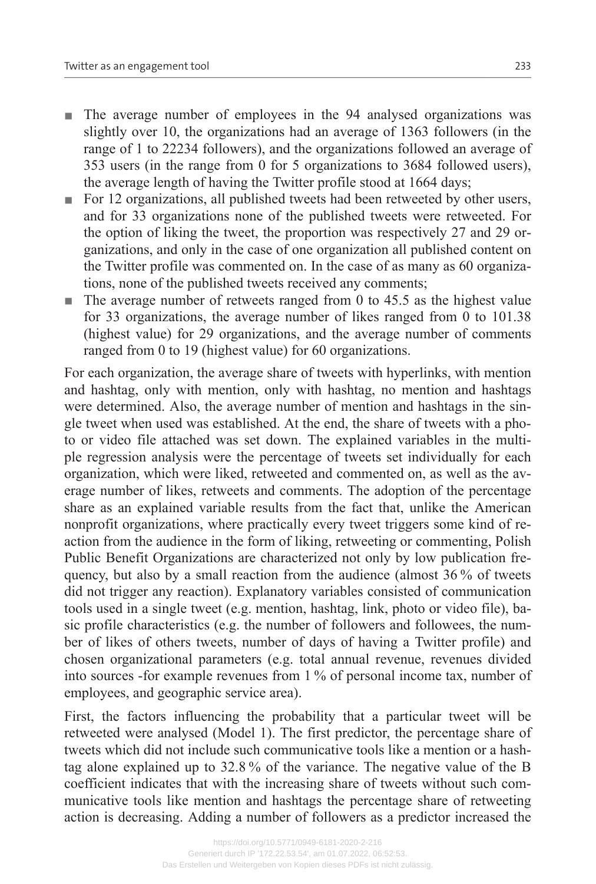- The average number of employees in the 94 analysed organizations was slightly over 10, the organizations had an average of 1363 followers (in the range of 1 to 22234 followers), and the organizations followed an average of 353 users (in the range from 0 for 5 organizations to 3684 followed users), the average length of having the Twitter profile stood at 1664 days;
- For 12 organizations, all published tweets had been retweeted by other users, and for 33 organizations none of the published tweets were retweeted. For the option of liking the tweet, the proportion was respectively 27 and 29 organizations, and only in the case of one organization all published content on the Twitter profile was commented on. In the case of as many as 60 organizations, none of the published tweets received any comments;
- The average number of retweets ranged from 0 to 45.5 as the highest value for 33 organizations, the average number of likes ranged from 0 to 101.38 (highest value) for 29 organizations, and the average number of comments ranged from 0 to 19 (highest value) for 60 organizations.

For each organization, the average share of tweets with hyperlinks, with mention and hashtag, only with mention, only with hashtag, no mention and hashtags were determined. Also, the average number of mention and hashtags in the single tweet when used was established. At the end, the share of tweets with a photo or video file attached was set down. The explained variables in the multiple regression analysis were the percentage of tweets set individually for each organization, which were liked, retweeted and commented on, as well as the average number of likes, retweets and comments. The adoption of the percentage share as an explained variable results from the fact that, unlike the American nonprofit organizations, where practically every tweet triggers some kind of reaction from the audience in the form of liking, retweeting or commenting, Polish Public Benefit Organizations are characterized not only by low publication frequency, but also by a small reaction from the audience (almost 36 % of tweets did not trigger any reaction). Explanatory variables consisted of communication tools used in a single tweet (e.g. mention, hashtag, link, photo or video file), basic profile characteristics (e.g. the number of followers and followees, the number of likes of others tweets, number of days of having a Twitter profile) and chosen organizational parameters (e.g. total annual revenue, revenues divided into sources -for example revenues from 1 % of personal income tax, number of employees, and geographic service area).

First, the factors influencing the probability that a particular tweet will be retweeted were analysed (Model 1). The first predictor, the percentage share of tweets which did not include such communicative tools like a mention or a hashtag alone explained up to 32.8 % of the variance. The negative value of the B coefficient indicates that with the increasing share of tweets without such communicative tools like mention and hashtags the percentage share of retweeting action is decreasing. Adding a number of followers as a predictor increased the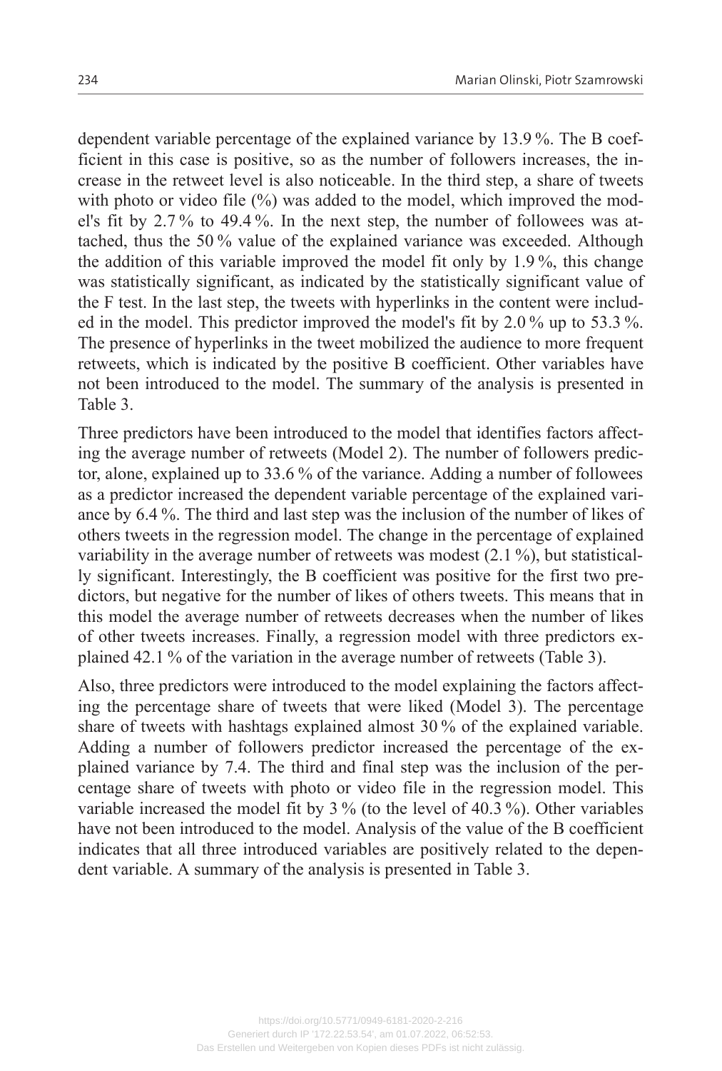dependent variable percentage of the explained variance by 13.9 %. The B coefficient in this case is positive, so as the number of followers increases, the increase in the retweet level is also noticeable. In the third step, a share of tweets with photo or video file (%) was added to the model, which improved the model's fit by 2.7 % to 49.4 %. In the next step, the number of followees was attached, thus the 50 % value of the explained variance was exceeded. Although the addition of this variable improved the model fit only by 1.9 %, this change was statistically significant, as indicated by the statistically significant value of the F test. In the last step, the tweets with hyperlinks in the content were included in the model. This predictor improved the model's fit by 2.0 % up to 53.3 %. The presence of hyperlinks in the tweet mobilized the audience to more frequent retweets, which is indicated by the positive B coefficient. Other variables have not been introduced to the model. The summary of the analysis is presented in Table 3.

Three predictors have been introduced to the model that identifies factors affecting the average number of retweets (Model 2). The number of followers predictor, alone, explained up to 33.6 % of the variance. Adding a number of followees as a predictor increased the dependent variable percentage of the explained variance by 6.4 %. The third and last step was the inclusion of the number of likes of others tweets in the regression model. The change in the percentage of explained variability in the average number of retweets was modest (2.1 %), but statistically significant. Interestingly, the B coefficient was positive for the first two predictors, but negative for the number of likes of others tweets. This means that in this model the average number of retweets decreases when the number of likes of other tweets increases. Finally, a regression model with three predictors explained 42.1 % of the variation in the average number of retweets (Table 3).

Also, three predictors were introduced to the model explaining the factors affecting the percentage share of tweets that were liked (Model 3). The percentage share of tweets with hashtags explained almost 30 % of the explained variable. Adding a number of followers predictor increased the percentage of the explained variance by 7.4. The third and final step was the inclusion of the percentage share of tweets with photo or video file in the regression model. This variable increased the model fit by 3 % (to the level of 40.3 %). Other variables have not been introduced to the model. Analysis of the value of the B coefficient indicates that all three introduced variables are positively related to the dependent variable. A summary of the analysis is presented in Table 3.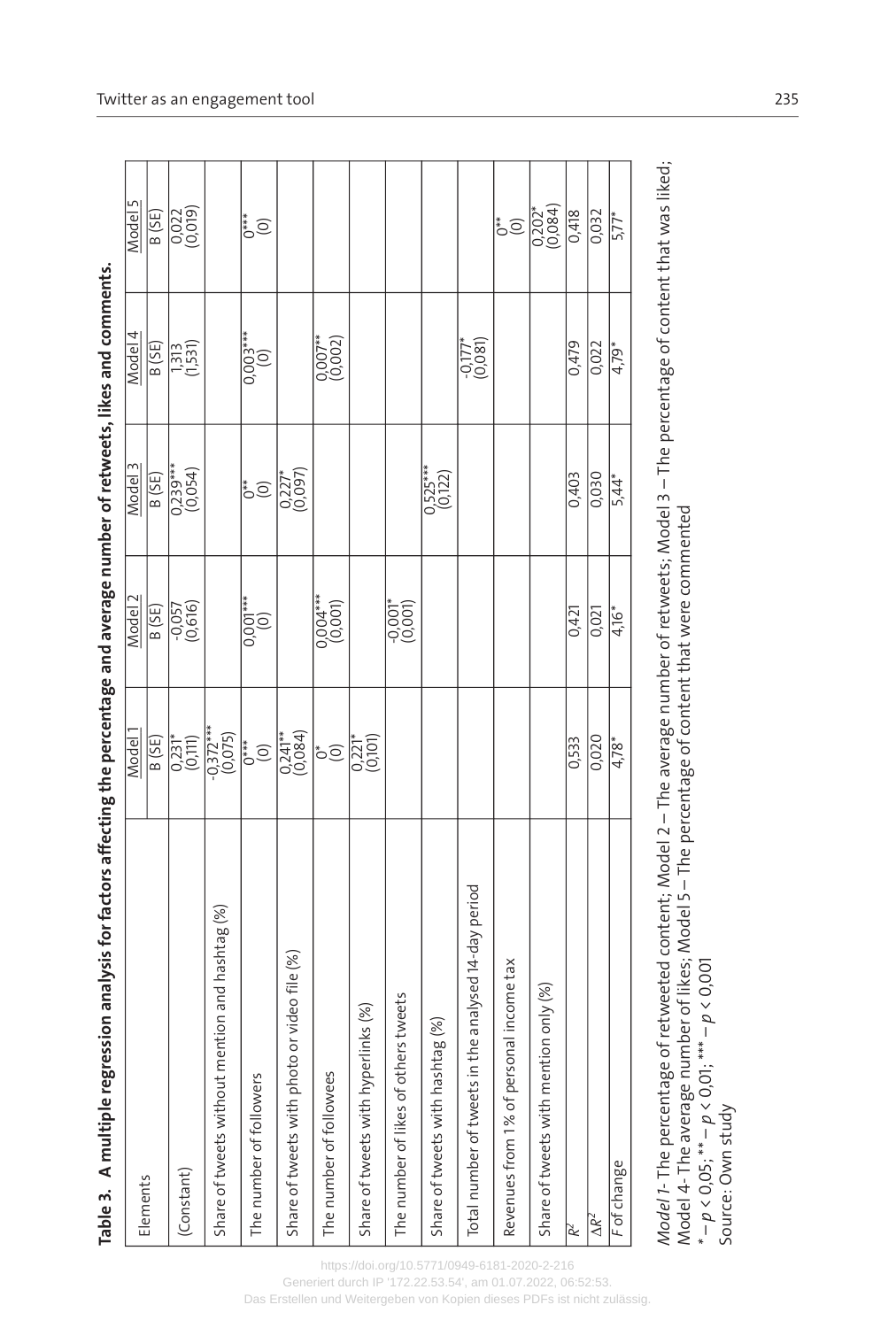**Table 3. A multiple regression analysis for factors affecting the percentage and average number of retweets, likes and comments.**

| Elements | Model 1 | Model 2 | Model 3 | Model 4 | Model 5 |
|---|---|---|---|---|---|
| | B (SE) | B (SE) | B (SE) | B (SE) | B (SE) |
| (Constant) | 0,231* (0,111) | -0,057 (0,616) | 0,239*** (0,054) | 1,313 (1,531) | 0,022 (0,019) |
| Share of tweets without mention and hashtag (%) | -0,372*** (0,075) | | | | |
| The number of followers | 0*** (0) | 0,001*** (0) | 0** (0) | 0,003*** (0) | 0*** (0) |
| Share of tweets with photo or video file (%) | 0,241** (0,084) | | 0,227* (0,097) | | |
| The number of followees | 0* (0) | 0,004*** (0,001) | | 0,007** (0,002) | |
| Share of tweets with hyperlinks (%) | 0,221* (0,101) | | | | |
| The number of likes of others tweets | | -0,001* (0,001) | | | |
| Share of tweets with hashtag (%) | | | 0,525*** (0,122) | | |
| Total number of tweets in the analysed 14-day period | | | | -0,177* (0,081) | |
| Revenues from 1% of personal income tax | | | | | 0** (0) |
| Share of tweets with mention only (%) | | | | | 0,202* (0,084) |
| $R^2$ | 0,533 | 0,421 | 0,403 | 0,479 | 0,418 |
| $\Delta R^2$ | 0,020 | 0,021 | 0,030 | 0,022 | 0,032 |
| $F$ of change | 4,78* | 4,16* | 5,44* | 4,79* | 5,77* |

*Model 1*- The percentage of retweeted content; Model 2 – The average number of retweets; Model 3 – The percentage of content that was liked; Model 4- The average number of likes; Model 5 – The percentage of content that were commented

\* – $p < 0{,}05$; \*\* – $p < 0{,}01$; \*\*\* – $p < 0{,}001$

Source: Own study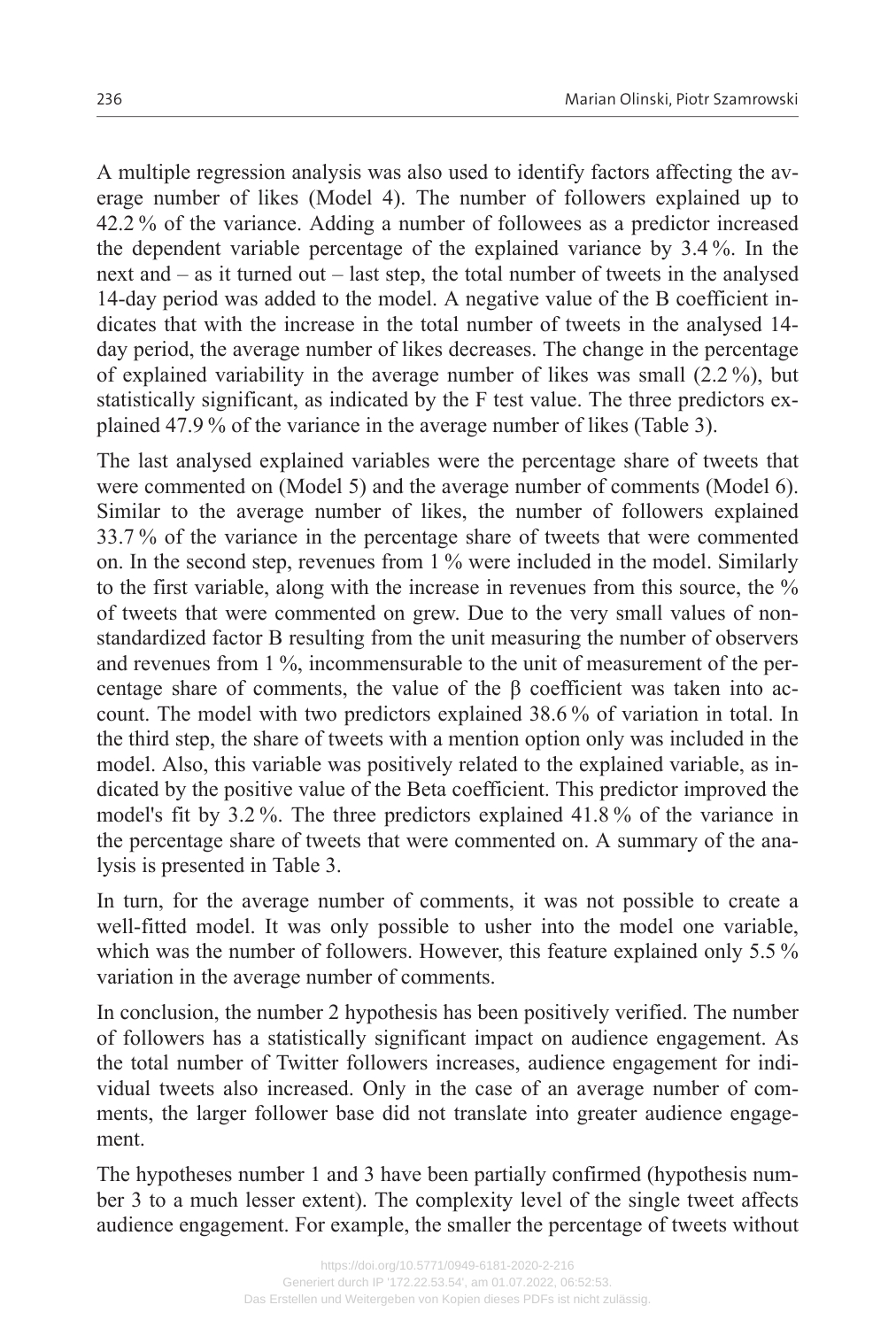A multiple regression analysis was also used to identify factors affecting the average number of likes (Model 4). The number of followers explained up to 42.2 % of the variance. Adding a number of followees as a predictor increased the dependent variable percentage of the explained variance by 3.4 %. In the next and – as it turned out – last step, the total number of tweets in the analysed 14-day period was added to the model. A negative value of the B coefficient indicates that with the increase in the total number of tweets in the analysed 14-day period, the average number of likes decreases. The change in the percentage of explained variability in the average number of likes was small (2.2 %), but statistically significant, as indicated by the F test value. The three predictors explained 47.9 % of the variance in the average number of likes (Table 3).

The last analysed explained variables were the percentage share of tweets that were commented on (Model 5) and the average number of comments (Model 6). Similar to the average number of likes, the number of followers explained 33.7 % of the variance in the percentage share of tweets that were commented on. In the second step, revenues from 1 % were included in the model. Similarly to the first variable, along with the increase in revenues from this source, the % of tweets that were commented on grew. Due to the very small values of non-standardized factor B resulting from the unit measuring the number of observers and revenues from 1 %, incommensurable to the unit of measurement of the percentage share of comments, the value of the β coefficient was taken into account. The model with two predictors explained 38.6 % of variation in total. In the third step, the share of tweets with a mention option only was included in the model. Also, this variable was positively related to the explained variable, as indicated by the positive value of the Beta coefficient. This predictor improved the model's fit by 3.2 %. The three predictors explained 41.8 % of the variance in the percentage share of tweets that were commented on. A summary of the analysis is presented in Table 3.

In turn, for the average number of comments, it was not possible to create a well-fitted model. It was only possible to usher into the model one variable, which was the number of followers. However, this feature explained only 5.5 % variation in the average number of comments.

In conclusion, the number 2 hypothesis has been positively verified. The number of followers has a statistically significant impact on audience engagement. As the total number of Twitter followers increases, audience engagement for individual tweets also increased. Only in the case of an average number of comments, the larger follower base did not translate into greater audience engagement.

The hypotheses number 1 and 3 have been partially confirmed (hypothesis number 3 to a much lesser extent). The complexity level of the single tweet affects audience engagement. For example, the smaller the percentage of tweets without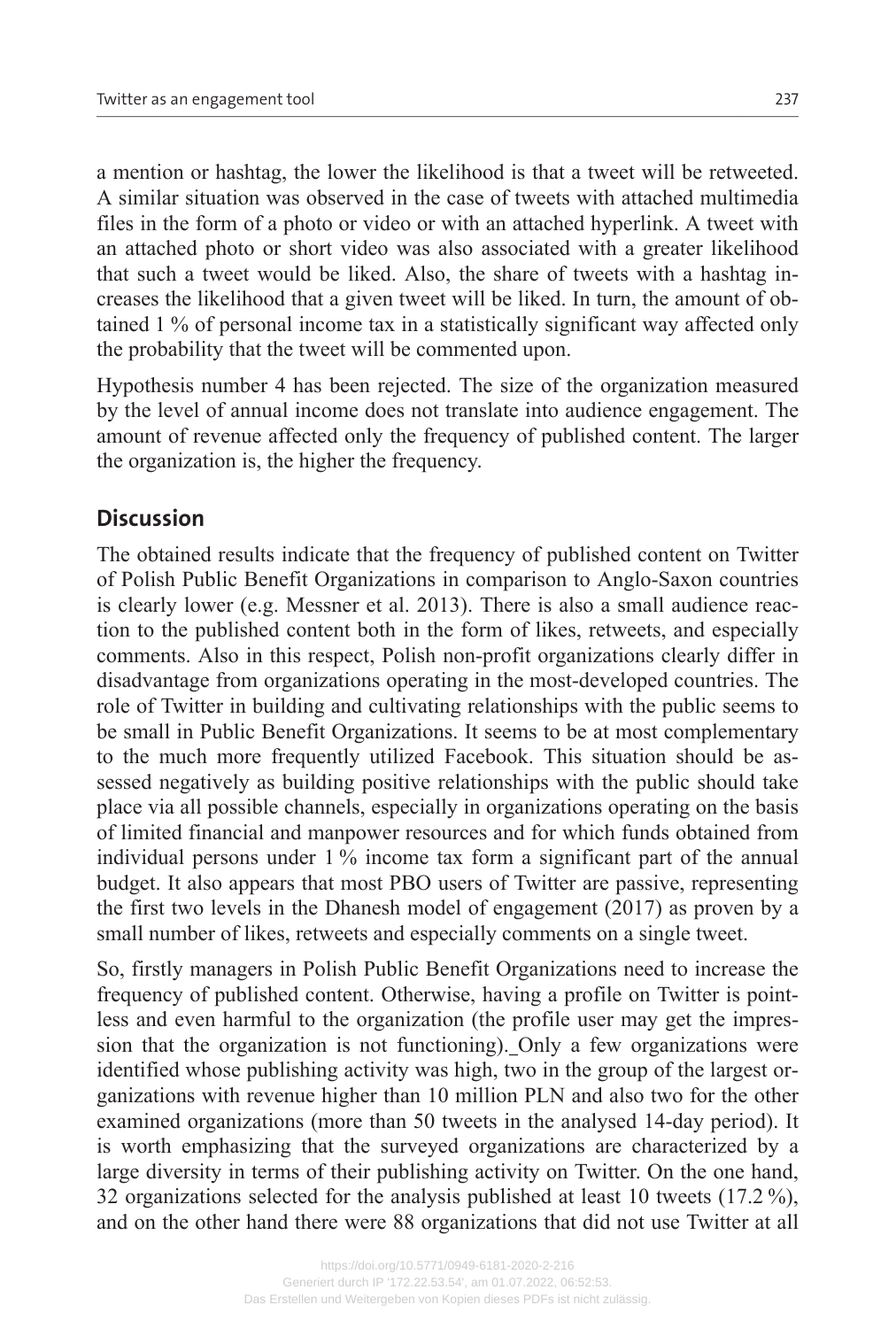a mention or hashtag, the lower the likelihood is that a tweet will be retweeted. A similar situation was observed in the case of tweets with attached multimedia files in the form of a photo or video or with an attached hyperlink. A tweet with an attached photo or short video was also associated with a greater likelihood that such a tweet would be liked. Also, the share of tweets with a hashtag increases the likelihood that a given tweet will be liked. In turn, the amount of obtained 1 % of personal income tax in a statistically significant way affected only the probability that the tweet will be commented upon.

Hypothesis number 4 has been rejected. The size of the organization measured by the level of annual income does not translate into audience engagement. The amount of revenue affected only the frequency of published content. The larger the organization is, the higher the frequency.

## Discussion

The obtained results indicate that the frequency of published content on Twitter of Polish Public Benefit Organizations in comparison to Anglo-Saxon countries is clearly lower (e.g. Messner et al. 2013). There is also a small audience reaction to the published content both in the form of likes, retweets, and especially comments. Also in this respect, Polish non-profit organizations clearly differ in disadvantage from organizations operating in the most-developed countries. The role of Twitter in building and cultivating relationships with the public seems to be small in Public Benefit Organizations. It seems to be at most complementary to the much more frequently utilized Facebook. This situation should be assessed negatively as building positive relationships with the public should take place via all possible channels, especially in organizations operating on the basis of limited financial and manpower resources and for which funds obtained from individual persons under 1 % income tax form a significant part of the annual budget. It also appears that most PBO users of Twitter are passive, representing the first two levels in the Dhanesh model of engagement (2017) as proven by a small number of likes, retweets and especially comments on a single tweet.

So, firstly managers in Polish Public Benefit Organizations need to increase the frequency of published content. Otherwise, having a profile on Twitter is pointless and even harmful to the organization (the profile user may get the impression that the organization is not functioning). Only a few organizations were identified whose publishing activity was high, two in the group of the largest organizations with revenue higher than 10 million PLN and also two for the other examined organizations (more than 50 tweets in the analysed 14-day period). It is worth emphasizing that the surveyed organizations are characterized by a large diversity in terms of their publishing activity on Twitter. On the one hand, 32 organizations selected for the analysis published at least 10 tweets (17.2 %), and on the other hand there were 88 organizations that did not use Twitter at all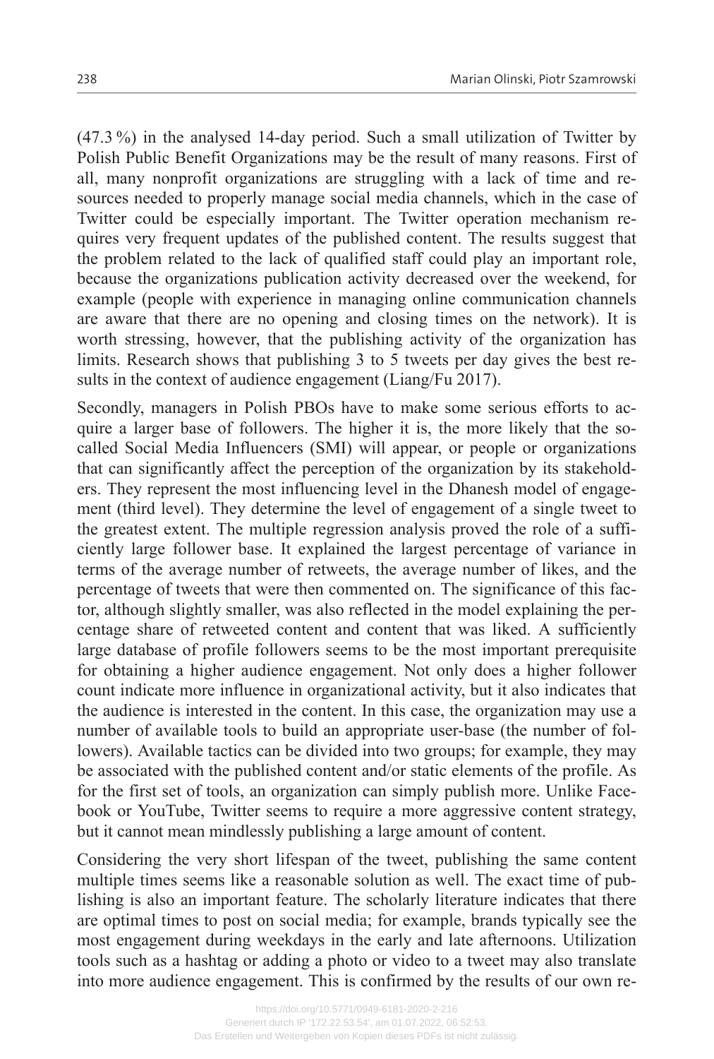(47.3 %) in the analysed 14-day period. Such a small utilization of Twitter by Polish Public Benefit Organizations may be the result of many reasons. First of all, many nonprofit organizations are struggling with a lack of time and resources needed to properly manage social media channels, which in the case of Twitter could be especially important. The Twitter operation mechanism requires very frequent updates of the published content. The results suggest that the problem related to the lack of qualified staff could play an important role, because the organizations publication activity decreased over the weekend, for example (people with experience in managing online communication channels are aware that there are no opening and closing times on the network). It is worth stressing, however, that the publishing activity of the organization has limits. Research shows that publishing 3 to 5 tweets per day gives the best results in the context of audience engagement (Liang/Fu 2017).

Secondly, managers in Polish PBOs have to make some serious efforts to acquire a larger base of followers. The higher it is, the more likely that the so-called Social Media Influencers (SMI) will appear, or people or organizations that can significantly affect the perception of the organization by its stakeholders. They represent the most influencing level in the Dhanesh model of engagement (third level). They determine the level of engagement of a single tweet to the greatest extent. The multiple regression analysis proved the role of a sufficiently large follower base. It explained the largest percentage of variance in terms of the average number of retweets, the average number of likes, and the percentage of tweets that were then commented on. The significance of this factor, although slightly smaller, was also reflected in the model explaining the percentage share of retweeted content and content that was liked. A sufficiently large database of profile followers seems to be the most important prerequisite for obtaining a higher audience engagement. Not only does a higher follower count indicate more influence in organizational activity, but it also indicates that the audience is interested in the content. In this case, the organization may use a number of available tools to build an appropriate user-base (the number of followers). Available tactics can be divided into two groups; for example, they may be associated with the published content and/or static elements of the profile. As for the first set of tools, an organization can simply publish more. Unlike Facebook or YouTube, Twitter seems to require a more aggressive content strategy, but it cannot mean mindlessly publishing a large amount of content.

Considering the very short lifespan of the tweet, publishing the same content multiple times seems like a reasonable solution as well. The exact time of publishing is also an important feature. The scholarly literature indicates that there are optimal times to post on social media; for example, brands typically see the most engagement during weekdays in the early and late afternoons. Utilization tools such as a hashtag or adding a photo or video to a tweet may also translate into more audience engagement. This is confirmed by the results of our own re-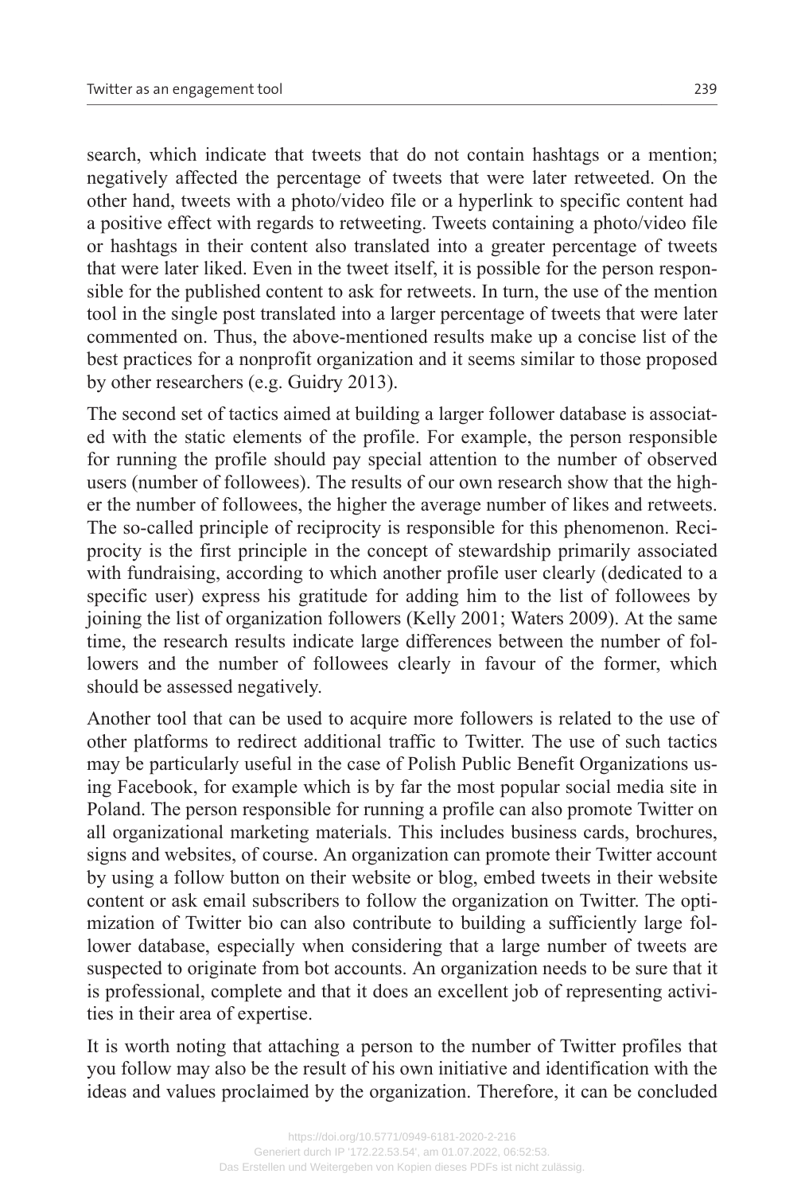search, which indicate that tweets that do not contain hashtags or a mention; negatively affected the percentage of tweets that were later retweeted. On the other hand, tweets with a photo/video file or a hyperlink to specific content had a positive effect with regards to retweeting. Tweets containing a photo/video file or hashtags in their content also translated into a greater percentage of tweets that were later liked. Even in the tweet itself, it is possible for the person responsible for the published content to ask for retweets. In turn, the use of the mention tool in the single post translated into a larger percentage of tweets that were later commented on. Thus, the above-mentioned results make up a concise list of the best practices for a nonprofit organization and it seems similar to those proposed by other researchers (e.g. Guidry 2013).

The second set of tactics aimed at building a larger follower database is associated with the static elements of the profile. For example, the person responsible for running the profile should pay special attention to the number of observed users (number of followees). The results of our own research show that the higher the number of followees, the higher the average number of likes and retweets. The so-called principle of reciprocity is responsible for this phenomenon. Reciprocity is the first principle in the concept of stewardship primarily associated with fundraising, according to which another profile user clearly (dedicated to a specific user) express his gratitude for adding him to the list of followees by joining the list of organization followers (Kelly 2001; Waters 2009). At the same time, the research results indicate large differences between the number of followers and the number of followees clearly in favour of the former, which should be assessed negatively.

Another tool that can be used to acquire more followers is related to the use of other platforms to redirect additional traffic to Twitter. The use of such tactics may be particularly useful in the case of Polish Public Benefit Organizations using Facebook, for example which is by far the most popular social media site in Poland. The person responsible for running a profile can also promote Twitter on all organizational marketing materials. This includes business cards, brochures, signs and websites, of course. An organization can promote their Twitter account by using a follow button on their website or blog, embed tweets in their website content or ask email subscribers to follow the organization on Twitter. The optimization of Twitter bio can also contribute to building a sufficiently large follower database, especially when considering that a large number of tweets are suspected to originate from bot accounts. An organization needs to be sure that it is professional, complete and that it does an excellent job of representing activities in their area of expertise.

It is worth noting that attaching a person to the number of Twitter profiles that you follow may also be the result of his own initiative and identification with the ideas and values proclaimed by the organization. Therefore, it can be concluded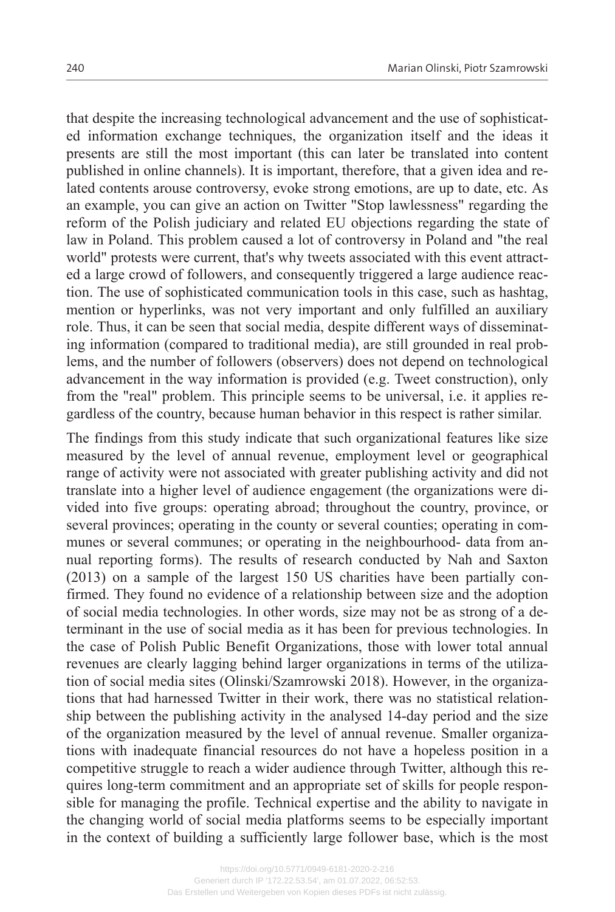that despite the increasing technological advancement and the use of sophisticated information exchange techniques, the organization itself and the ideas it presents are still the most important (this can later be translated into content published in online channels). It is important, therefore, that a given idea and related contents arouse controversy, evoke strong emotions, are up to date, etc. As an example, you can give an action on Twitter "Stop lawlessness" regarding the reform of the Polish judiciary and related EU objections regarding the state of law in Poland. This problem caused a lot of controversy in Poland and "the real world" protests were current, that's why tweets associated with this event attracted a large crowd of followers, and consequently triggered a large audience reaction. The use of sophisticated communication tools in this case, such as hashtag, mention or hyperlinks, was not very important and only fulfilled an auxiliary role. Thus, it can be seen that social media, despite different ways of disseminating information (compared to traditional media), are still grounded in real problems, and the number of followers (observers) does not depend on technological advancement in the way information is provided (e.g. Tweet construction), only from the "real" problem. This principle seems to be universal, i.e. it applies regardless of the country, because human behavior in this respect is rather similar.

The findings from this study indicate that such organizational features like size measured by the level of annual revenue, employment level or geographical range of activity were not associated with greater publishing activity and did not translate into a higher level of audience engagement (the organizations were divided into five groups: operating abroad; throughout the country, province, or several provinces; operating in the county or several counties; operating in communes or several communes; or operating in the neighbourhood- data from annual reporting forms). The results of research conducted by Nah and Saxton (2013) on a sample of the largest 150 US charities have been partially confirmed. They found no evidence of a relationship between size and the adoption of social media technologies. In other words, size may not be as strong of a determinant in the use of social media as it has been for previous technologies. In the case of Polish Public Benefit Organizations, those with lower total annual revenues are clearly lagging behind larger organizations in terms of the utilization of social media sites (Olinski/Szamrowski 2018). However, in the organizations that had harnessed Twitter in their work, there was no statistical relationship between the publishing activity in the analysed 14-day period and the size of the organization measured by the level of annual revenue. Smaller organizations with inadequate financial resources do not have a hopeless position in a competitive struggle to reach a wider audience through Twitter, although this requires long-term commitment and an appropriate set of skills for people responsible for managing the profile. Technical expertise and the ability to navigate in the changing world of social media platforms seems to be especially important in the context of building a sufficiently large follower base, which is the most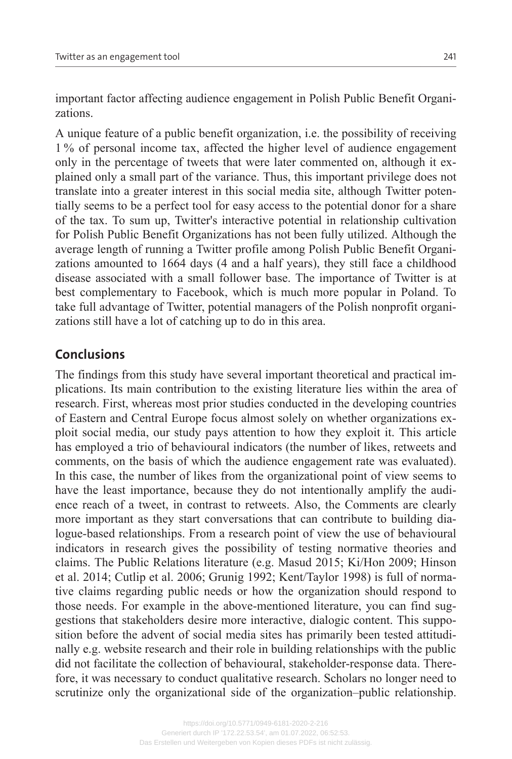important factor affecting audience engagement in Polish Public Benefit Organizations.

A unique feature of a public benefit organization, i.e. the possibility of receiving 1 % of personal income tax, affected the higher level of audience engagement only in the percentage of tweets that were later commented on, although it explained only a small part of the variance. Thus, this important privilege does not translate into a greater interest in this social media site, although Twitter potentially seems to be a perfect tool for easy access to the potential donor for a share of the tax. To sum up, Twitter's interactive potential in relationship cultivation for Polish Public Benefit Organizations has not been fully utilized. Although the average length of running a Twitter profile among Polish Public Benefit Organizations amounted to 1664 days (4 and a half years), they still face a childhood disease associated with a small follower base. The importance of Twitter is at best complementary to Facebook, which is much more popular in Poland. To take full advantage of Twitter, potential managers of the Polish nonprofit organizations still have a lot of catching up to do in this area.

## Conclusions

The findings from this study have several important theoretical and practical implications. Its main contribution to the existing literature lies within the area of research. First, whereas most prior studies conducted in the developing countries of Eastern and Central Europe focus almost solely on whether organizations exploit social media, our study pays attention to how they exploit it. This article has employed a trio of behavioural indicators (the number of likes, retweets and comments, on the basis of which the audience engagement rate was evaluated). In this case, the number of likes from the organizational point of view seems to have the least importance, because they do not intentionally amplify the audience reach of a tweet, in contrast to retweets. Also, the Comments are clearly more important as they start conversations that can contribute to building dialogue-based relationships. From a research point of view the use of behavioural indicators in research gives the possibility of testing normative theories and claims. The Public Relations literature (e.g. Masud 2015; Ki/Hon 2009; Hinson et al. 2014; Cutlip et al. 2006; Grunig 1992; Kent/Taylor 1998) is full of normative claims regarding public needs or how the organization should respond to those needs. For example in the above-mentioned literature, you can find suggestions that stakeholders desire more interactive, dialogic content. This supposition before the advent of social media sites has primarily been tested attitudinally e.g. website research and their role in building relationships with the public did not facilitate the collection of behavioural, stakeholder-response data. Therefore, it was necessary to conduct qualitative research. Scholars no longer need to scrutinize only the organizational side of the organization–public relationship.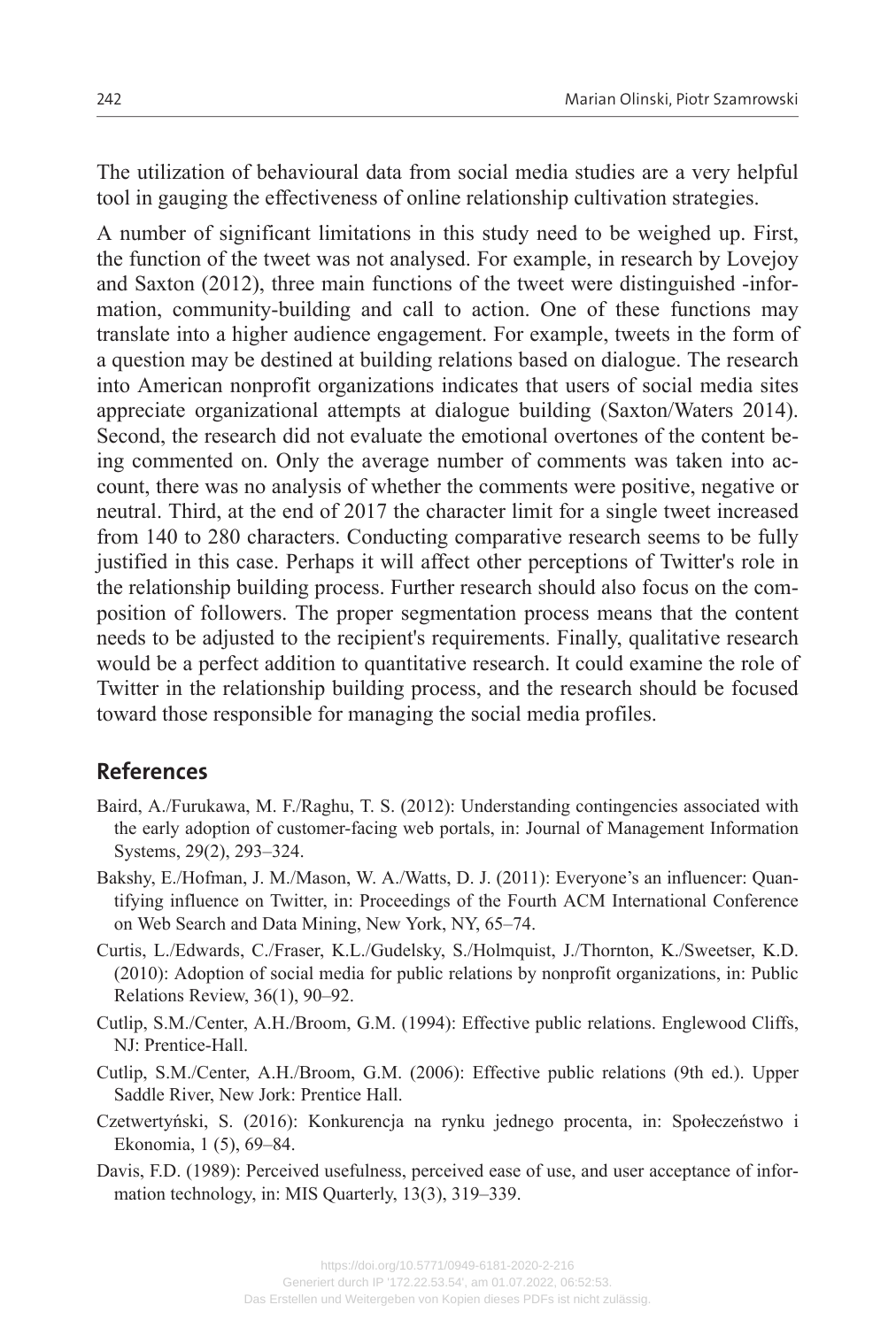The utilization of behavioural data from social media studies are a very helpful tool in gauging the effectiveness of online relationship cultivation strategies.

A number of significant limitations in this study need to be weighed up. First, the function of the tweet was not analysed. For example, in research by Lovejoy and Saxton (2012), three main functions of the tweet were distinguished -information, community-building and call to action. One of these functions may translate into a higher audience engagement. For example, tweets in the form of a question may be destined at building relations based on dialogue. The research into American nonprofit organizations indicates that users of social media sites appreciate organizational attempts at dialogue building (Saxton/Waters 2014). Second, the research did not evaluate the emotional overtones of the content being commented on. Only the average number of comments was taken into account, there was no analysis of whether the comments were positive, negative or neutral. Third, at the end of 2017 the character limit for a single tweet increased from 140 to 280 characters. Conducting comparative research seems to be fully justified in this case. Perhaps it will affect other perceptions of Twitter's role in the relationship building process. Further research should also focus on the composition of followers. The proper segmentation process means that the content needs to be adjusted to the recipient's requirements. Finally, qualitative research would be a perfect addition to quantitative research. It could examine the role of Twitter in the relationship building process, and the research should be focused toward those responsible for managing the social media profiles.

## References

Baird, A./Furukawa, M. F./Raghu, T. S. (2012): Understanding contingencies associated with the early adoption of customer-facing web portals, in: Journal of Management Information Systems, 29(2), 293–324.

Bakshy, E./Hofman, J. M./Mason, W. A./Watts, D. J. (2011): Everyone's an influencer: Quantifying influence on Twitter, in: Proceedings of the Fourth ACM International Conference on Web Search and Data Mining, New York, NY, 65–74.

Curtis, L./Edwards, C./Fraser, K.L./Gudelsky, S./Holmquist, J./Thornton, K./Sweetser, K.D. (2010): Adoption of social media for public relations by nonprofit organizations, in: Public Relations Review, 36(1), 90–92.

Cutlip, S.M./Center, A.H./Broom, G.M. (1994): Effective public relations. Englewood Cliffs, NJ: Prentice-Hall.

Cutlip, S.M./Center, A.H./Broom, G.M. (2006): Effective public relations (9th ed.). Upper Saddle River, New Jork: Prentice Hall.

Czetwertyński, S. (2016): Konkurencja na rynku jednego procenta, in: Społeczeństwo i Ekonomia, 1 (5), 69–84.

Davis, F.D. (1989): Perceived usefulness, perceived ease of use, and user acceptance of information technology, in: MIS Quarterly, 13(3), 319–339.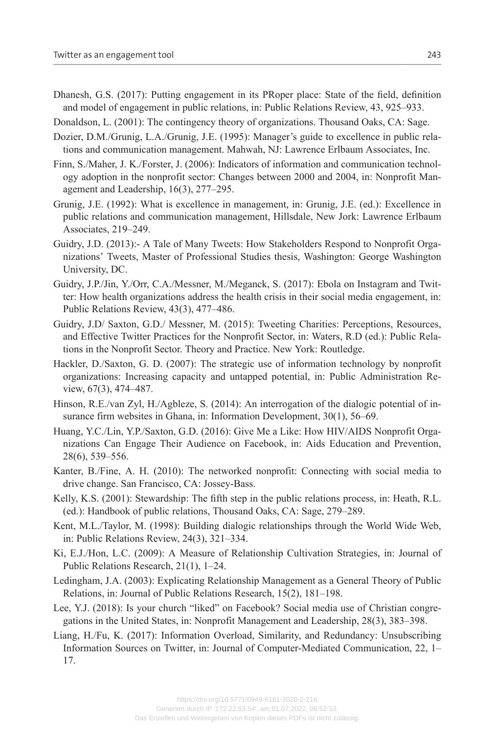Dhanesh, G.S. (2017): Putting engagement in its PRoper place: State of the field, definition and model of engagement in public relations, in: Public Relations Review, 43, 925–933.

Donaldson, L. (2001): The contingency theory of organizations. Thousand Oaks, CA: Sage.

Dozier, D.M./Grunig, L.A./Grunig, J.E. (1995): Manager's guide to excellence in public relations and communication management. Mahwah, NJ: Lawrence Erlbaum Associates, Inc.

Finn, S./Maher, J. K./Forster, J. (2006): Indicators of information and communication technology adoption in the nonprofit sector: Changes between 2000 and 2004, in: Nonprofit Management and Leadership, 16(3), 277–295.

Grunig, J.E. (1992): What is excellence in management, in: Grunig, J.E. (ed.): Excellence in public relations and communication management, Hillsdale, New Jork: Lawrence Erlbaum Associates, 219–249.

Guidry, J.D. (2013):- A Tale of Many Tweets: How Stakeholders Respond to Nonprofit Organizations' Tweets, Master of Professional Studies thesis, Washington: George Washington University, DC.

Guidry, J.P./Jin, Y./Orr, C.A./Messner, M./Meganck, S. (2017): Ebola on Instagram and Twitter: How health organizations address the health crisis in their social media engagement, in: Public Relations Review, 43(3), 477–486.

Guidry, J.D/ Saxton, G.D./ Messner, M. (2015): Tweeting Charities: Perceptions, Resources, and Effective Twitter Practices for the Nonprofit Sector, in: Waters, R.D (ed.): Public Relations in the Nonprofit Sector. Theory and Practice. New York: Routledge.

Hackler, D./Saxton, G. D. (2007): The strategic use of information technology by nonprofit organizations: Increasing capacity and untapped potential, in: Public Administration Review, 67(3), 474–487.

Hinson, R.E./van Zyl, H./Agbleze, S. (2014): An interrogation of the dialogic potential of insurance firm websites in Ghana, in: Information Development, 30(1), 56–69.

Huang, Y.C./Lin, Y.P./Saxton, G.D. (2016): Give Me a Like: How HIV/AIDS Nonprofit Organizations Can Engage Their Audience on Facebook, in: Aids Education and Prevention, 28(6), 539–556.

Kanter, B./Fine, A. H. (2010): The networked nonprofit: Connecting with social media to drive change. San Francisco, CA: Jossey-Bass.

Kelly, K.S. (2001): Stewardship: The fifth step in the public relations process, in: Heath, R.L. (ed.): Handbook of public relations, Thousand Oaks, CA: Sage, 279–289.

Kent, M.L./Taylor, M. (1998): Building dialogic relationships through the World Wide Web, in: Public Relations Review, 24(3), 321–334.

Ki, E.J./Hon, L.C. (2009): A Measure of Relationship Cultivation Strategies, in: Journal of Public Relations Research, 21(1), 1–24.

Ledingham, J.A. (2003): Explicating Relationship Management as a General Theory of Public Relations, in: Journal of Public Relations Research, 15(2), 181–198.

Lee, Y.J. (2018): Is your church "liked" on Facebook? Social media use of Christian congregations in the United States, in: Nonprofit Management and Leadership, 28(3), 383–398.

Liang, H./Fu, K. (2017): Information Overload, Similarity, and Redundancy: Unsubscribing Information Sources on Twitter, in: Journal of Computer-Mediated Communication, 22, 1–17.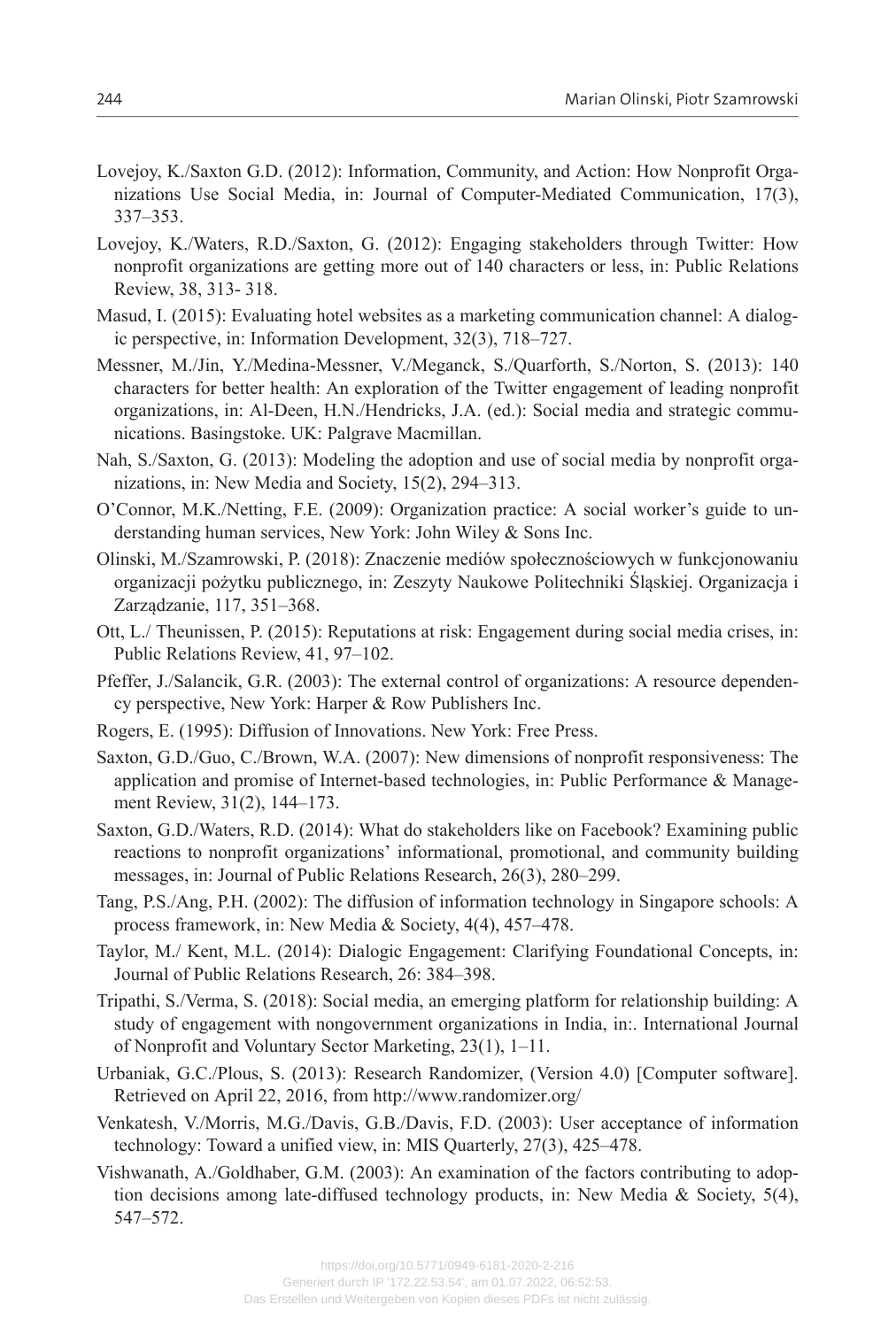Lovejoy, K./Saxton G.D. (2012): Information, Community, and Action: How Nonprofit Organizations Use Social Media, in: Journal of Computer-Mediated Communication, 17(3), 337–353.

Lovejoy, K./Waters, R.D./Saxton, G. (2012): Engaging stakeholders through Twitter: How nonprofit organizations are getting more out of 140 characters or less, in: Public Relations Review, 38, 313- 318.

Masud, I. (2015): Evaluating hotel websites as a marketing communication channel: A dialogic perspective, in: Information Development, 32(3), 718–727.

Messner, M./Jin, Y./Medina-Messner, V./Meganck, S./Quarforth, S./Norton, S. (2013): 140 characters for better health: An exploration of the Twitter engagement of leading nonprofit organizations, in: Al-Deen, H.N./Hendricks, J.A. (ed.): Social media and strategic communications. Basingstoke. UK: Palgrave Macmillan.

Nah, S./Saxton, G. (2013): Modeling the adoption and use of social media by nonprofit organizations, in: New Media and Society, 15(2), 294–313.

O'Connor, M.K./Netting, F.E. (2009): Organization practice: A social worker's guide to understanding human services, New York: John Wiley & Sons Inc.

Olinski, M./Szamrowski, P. (2018): Znaczenie mediów społecznościowych w funkcjonowaniu organizacji pożytku publicznego, in: Zeszyty Naukowe Politechniki Śląskiej. Organizacja i Zarządzanie, 117, 351–368.

Ott, L./ Theunissen, P. (2015): Reputations at risk: Engagement during social media crises, in: Public Relations Review, 41, 97–102.

Pfeffer, J./Salancik, G.R. (2003): The external control of organizations: A resource dependency perspective, New York: Harper & Row Publishers Inc.

Rogers, E. (1995): Diffusion of Innovations. New York: Free Press.

Saxton, G.D./Guo, C./Brown, W.A. (2007): New dimensions of nonprofit responsiveness: The application and promise of Internet-based technologies, in: Public Performance & Management Review, 31(2), 144–173.

Saxton, G.D./Waters, R.D. (2014): What do stakeholders like on Facebook? Examining public reactions to nonprofit organizations' informational, promotional, and community building messages, in: Journal of Public Relations Research, 26(3), 280–299.

Tang, P.S./Ang, P.H. (2002): The diffusion of information technology in Singapore schools: A process framework, in: New Media & Society, 4(4), 457–478.

Taylor, M./ Kent, M.L. (2014): Dialogic Engagement: Clarifying Foundational Concepts, in: Journal of Public Relations Research, 26: 384–398.

Tripathi, S./Verma, S. (2018): Social media, an emerging platform for relationship building: A study of engagement with nongovernment organizations in India, in:. International Journal of Nonprofit and Voluntary Sector Marketing, 23(1), 1–11.

Urbaniak, G.C./Plous, S. (2013): Research Randomizer, (Version 4.0) [Computer software]. Retrieved on April 22, 2016, from http://www.randomizer.org/

Venkatesh, V./Morris, M.G./Davis, G.B./Davis, F.D. (2003): User acceptance of information technology: Toward a unified view, in: MIS Quarterly, 27(3), 425–478.

Vishwanath, A./Goldhaber, G.M. (2003): An examination of the factors contributing to adoption decisions among late-diffused technology products, in: New Media & Society, 5(4), 547–572.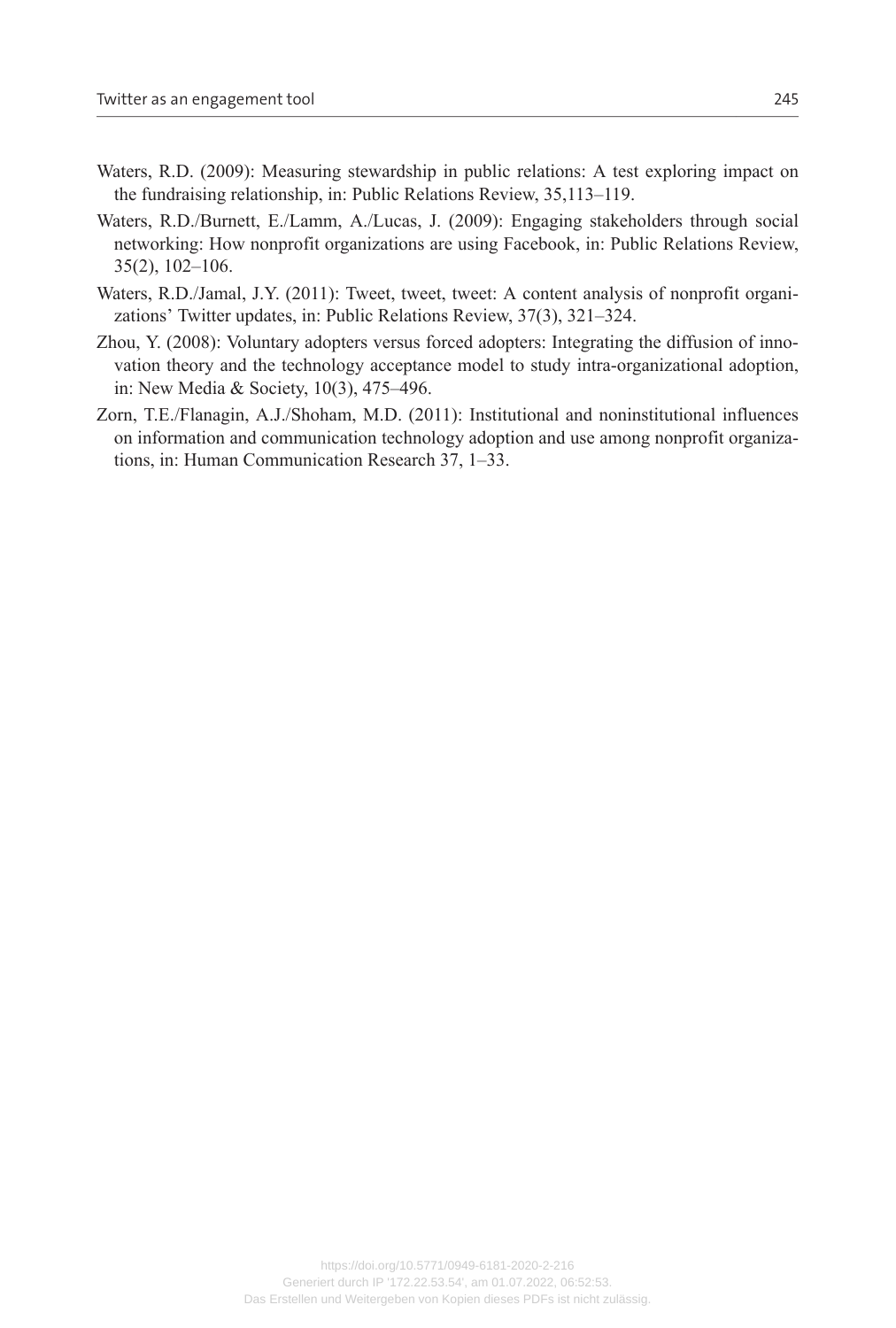Waters, R.D. (2009): Measuring stewardship in public relations: A test exploring impact on the fundraising relationship, in: Public Relations Review, 35,113–119.

Waters, R.D./Burnett, E./Lamm, A./Lucas, J. (2009): Engaging stakeholders through social networking: How nonprofit organizations are using Facebook, in: Public Relations Review, 35(2), 102–106.

Waters, R.D./Jamal, J.Y. (2011): Tweet, tweet, tweet: A content analysis of nonprofit organizations' Twitter updates, in: Public Relations Review, 37(3), 321–324.

Zhou, Y. (2008): Voluntary adopters versus forced adopters: Integrating the diffusion of innovation theory and the technology acceptance model to study intra-organizational adoption, in: New Media & Society, 10(3), 475–496.

Zorn, T.E./Flanagin, A.J./Shoham, M.D. (2011): Institutional and noninstitutional influences on information and communication technology adoption and use among nonprofit organizations, in: Human Communication Research 37, 1–33.